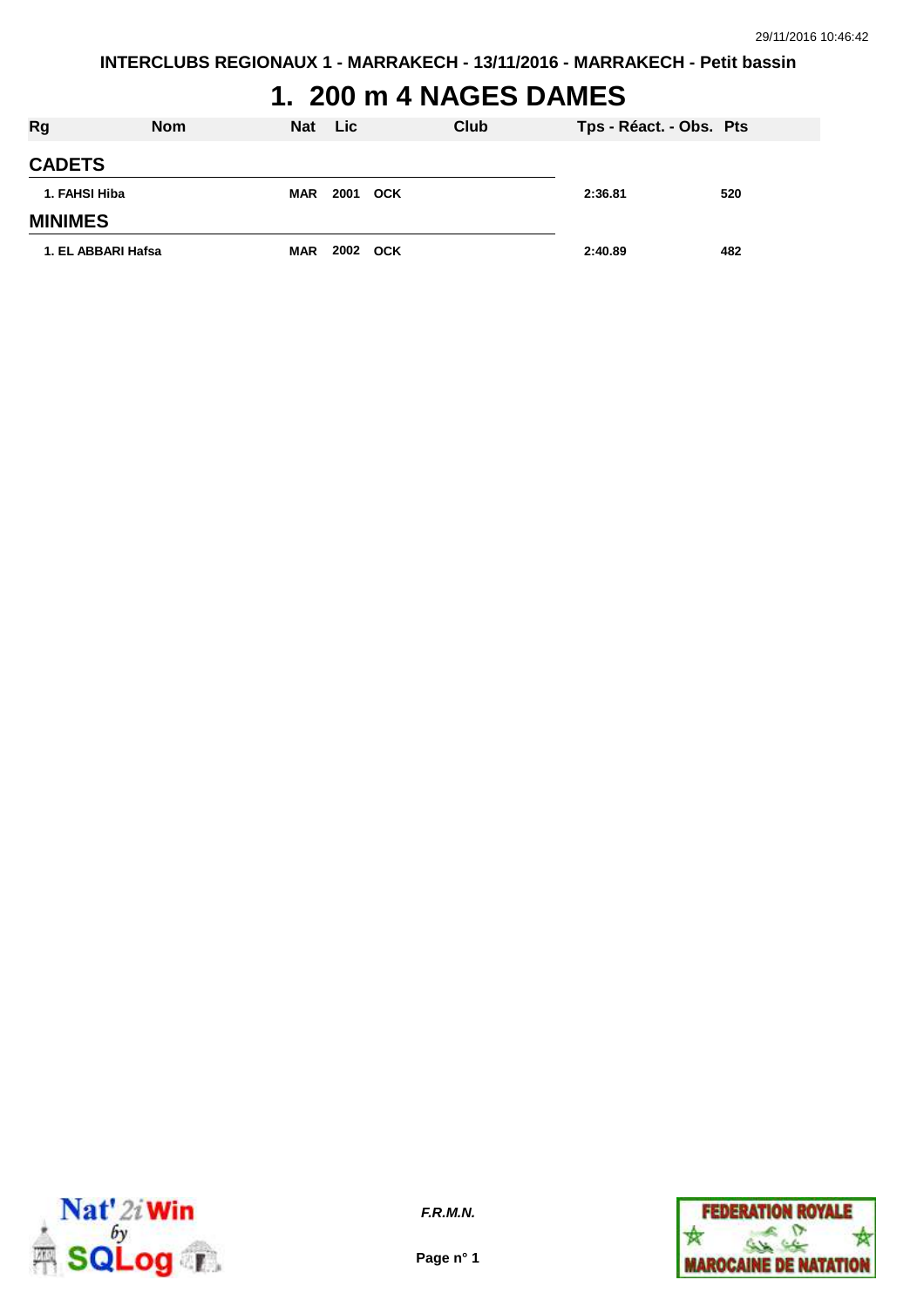INTERCLUBS REGIONAUX 1 - MARRAKECH - 13/11/2016 - MARRAKECH - Petit bassin

# 1. 200 m 4 NAGES DAMES

| Rg | Nom | Nat | Lic | Club | Tps - Réact. - Obs. | Pts |
|---|---|---|---|---|---|---|
| **CADETS** | | | | | | |
| 1. FAHSI Hiba | | MAR | 2001 | OCK | 2:36.81 | 520 |
| **MINIMES** | | | | | | |
| 1. EL ABBARI Hafsa | | MAR | 2002 | OCK | 2:40.89 | 482 |

*F.R.M.N.*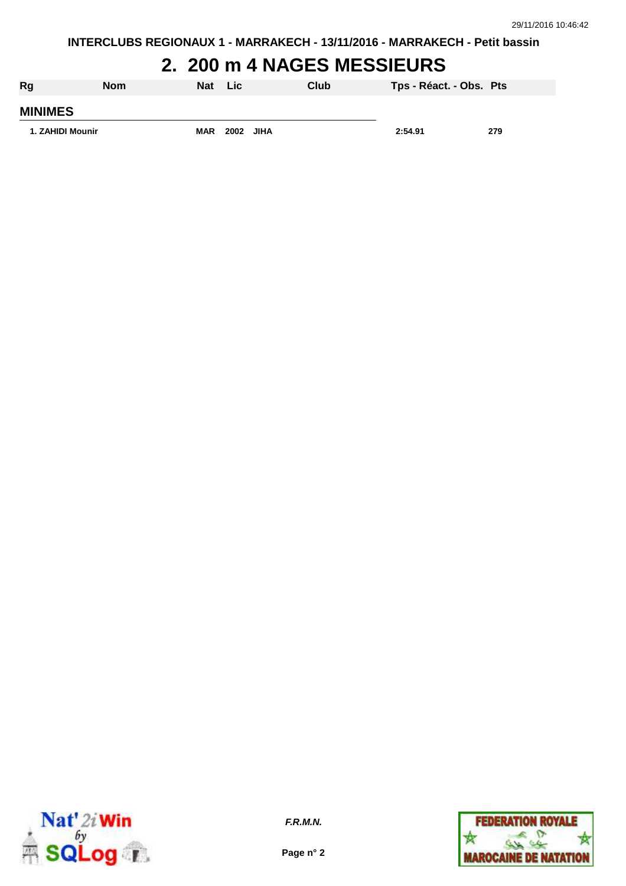INTERCLUBS REGIONAUX 1 - MARRAKECH - 13/11/2016 - MARRAKECH - Petit bassin

# 2. 200 m 4 NAGES MESSIEURS

| Rg | Nom | Nat | Lic | Club | Tps - Réact. - Obs. | Pts |
|---|---|---|---|---|---|---|
| **MINIMES** | | | | | | |
| 1. | ZAHIDI Mounir | MAR | 2002 | JIHA | 2:54.91 | 279 |

*F.R.M.N.*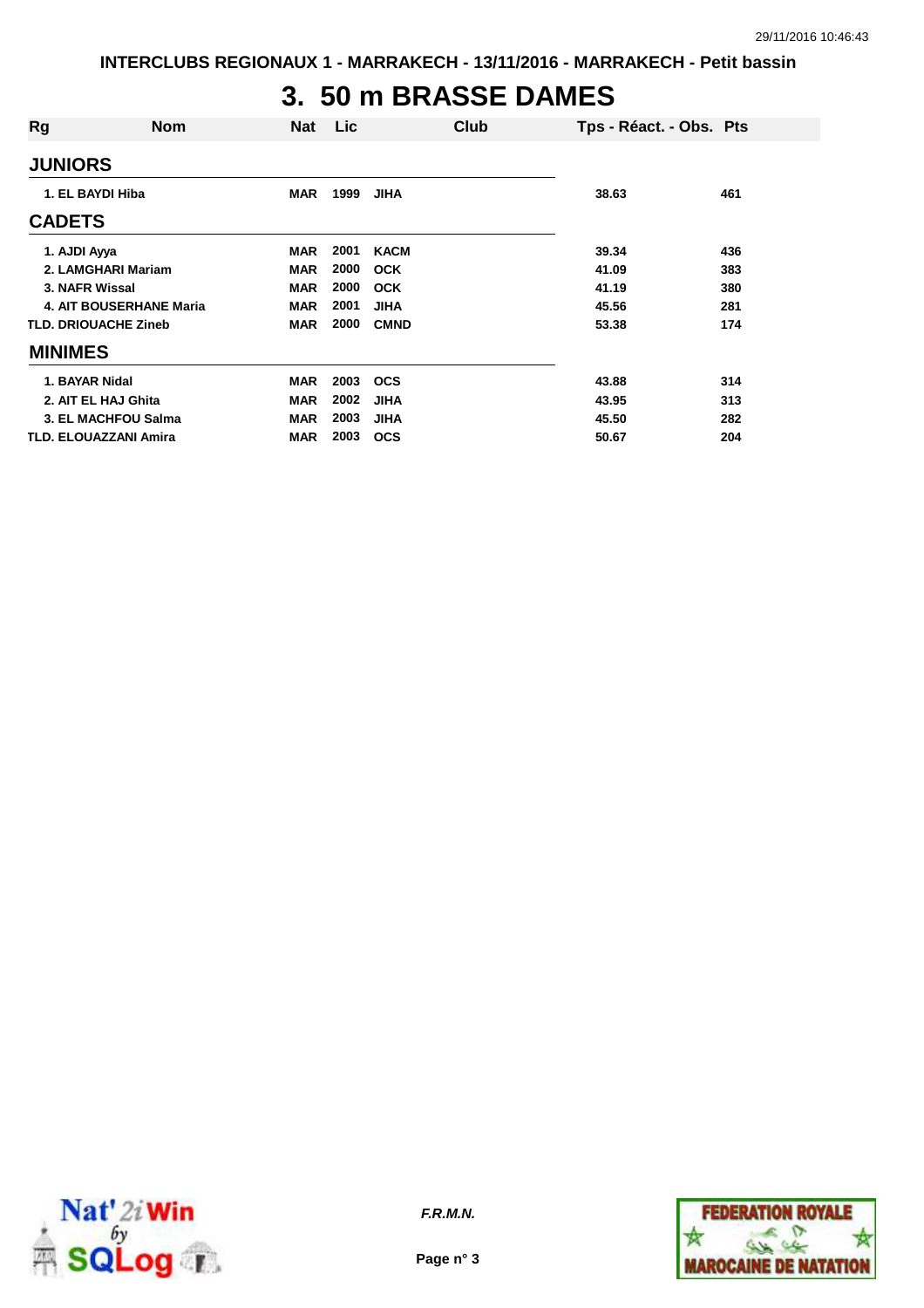INTERCLUBS REGIONAUX 1 - MARRAKECH - 13/11/2016 - MARRAKECH - Petit bassin

# 3. 50 m BRASSE DAMES

| Rg | Nom | Nat | Lic | Club | Tps - Réact. - Obs. | Pts |
|---|---|---|---|---|---|---|
| **JUNIORS** | | | | | | |
| 1. | EL BAYDI Hiba | MAR | 1999 | JIHA | 38.63 | 461 |
| **CADETS** | | | | | | |
| 1. | AJDI Ayya | MAR | 2001 | KACM | 39.34 | 436 |
| 2. | LAMGHARI Mariam | MAR | 2000 | OCK | 41.09 | 383 |
| 3. | NAFR Wissal | MAR | 2000 | OCK | 41.19 | 380 |
| 4. | AIT BOUSERHANE Maria | MAR | 2001 | JIHA | 45.56 | 281 |
| TLD. | DRIOUACHE Zineb | MAR | 2000 | CMND | 53.38 | 174 |
| **MINIMES** | | | | | | |
| 1. | BAYAR Nidal | MAR | 2003 | OCS | 43.88 | 314 |
| 2. | AIT EL HAJ Ghita | MAR | 2002 | JIHA | 43.95 | 313 |
| 3. | EL MACHFOU Salma | MAR | 2003 | JIHA | 45.50 | 282 |
| TLD. | ELOUAZZANI Amira | MAR | 2003 | OCS | 50.67 | 204 |

*F.R.M.N.*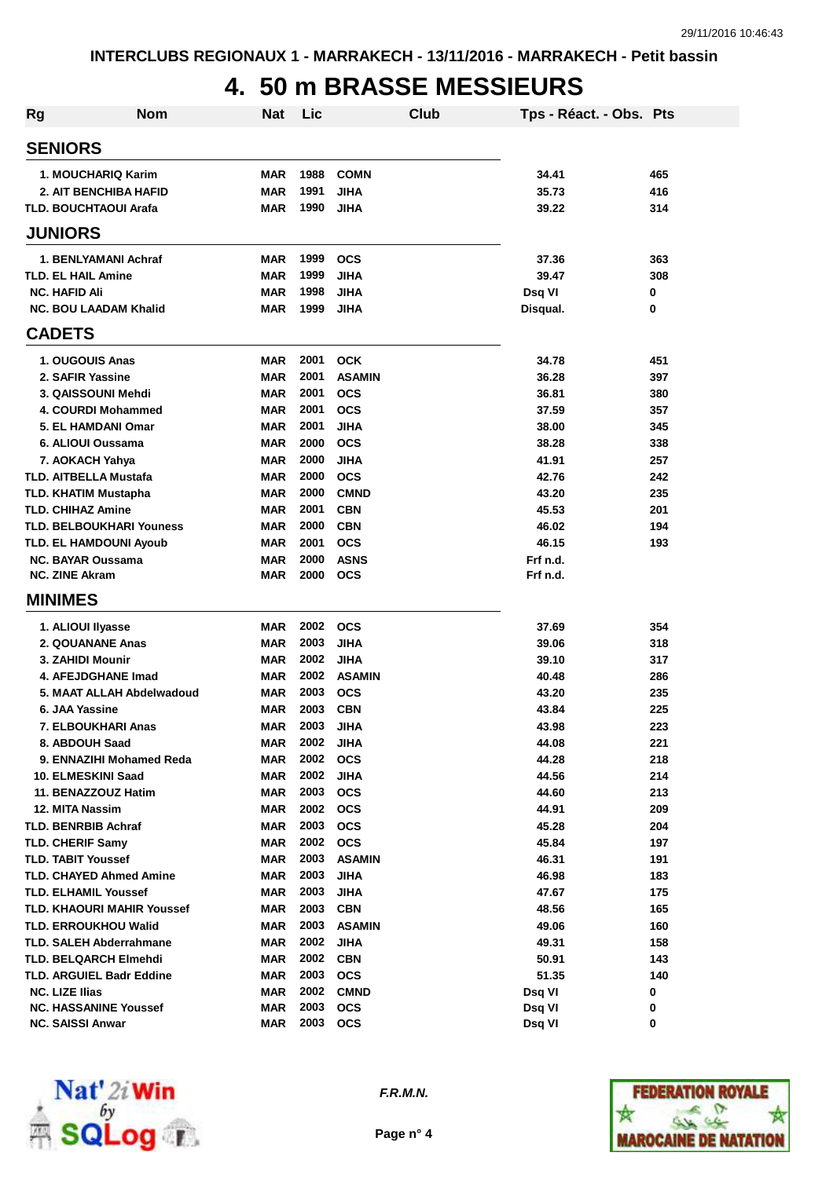INTERCLUBS REGIONAUX 1 - MARRAKECH - 13/11/2016 - MARRAKECH - Petit bassin

# 4. 50 m BRASSE MESSIEURS

| Rg | Nom | Nat | Lic | Club | Tps - Réact. - Obs. | Pts |
|---|---|---|---|---|---|---|
| **SENIORS** | | | | | | |
| 1. | MOUCHARIQ Karim | MAR | 1988 | COMN | 34.41 | 465 |
| 2. | AIT BENCHIBA HAFID | MAR | 1991 | JIHA | 35.73 | 416 |
| TLD. | BOUCHTAOUI Arafa | MAR | 1990 | JIHA | 39.22 | 314 |
| **JUNIORS** | | | | | | |
| 1. | BENLYAMANI Achraf | MAR | 1999 | OCS | 37.36 | 363 |
| TLD. | EL HAIL Amine | MAR | 1999 | JIHA | 39.47 | 308 |
| NC. | HAFID Ali | MAR | 1998 | JIHA | Dsq VI | 0 |
| NC. | BOU LAADAM Khalid | MAR | 1999 | JIHA | Disqual. | 0 |
| **CADETS** | | | | | | |
| 1. | OUGOUIS Anas | MAR | 2001 | OCK | 34.78 | 451 |
| 2. | SAFIR Yassine | MAR | 2001 | ASAMIN | 36.28 | 397 |
| 3. | QAISSOUNI Mehdi | MAR | 2001 | OCS | 36.81 | 380 |
| 4. | COURDI Mohammed | MAR | 2001 | OCS | 37.59 | 357 |
| 5. | EL HAMDANI Omar | MAR | 2001 | JIHA | 38.00 | 345 |
| 6. | ALIOUI Oussama | MAR | 2000 | OCS | 38.28 | 338 |
| 7. | AOKACH Yahya | MAR | 2000 | JIHA | 41.91 | 257 |
| TLD. | AITBELLA Mustafa | MAR | 2000 | OCS | 42.76 | 242 |
| TLD. | KHATIM Mustapha | MAR | 2000 | CMND | 43.20 | 235 |
| TLD. | CHIHAZ Amine | MAR | 2001 | CBN | 45.53 | 201 |
| TLD. | BELBOUKHARI Youness | MAR | 2000 | CBN | 46.02 | 194 |
| TLD. | EL HAMDOUNI Ayoub | MAR | 2001 | OCS | 46.15 | 193 |
| NC. | BAYAR Oussama | MAR | 2000 | ASNS | Frf n.d. | |
| NC. | ZINE Akram | MAR | 2000 | OCS | Frf n.d. | |
| **MINIMES** | | | | | | |
| 1. | ALIOUI Ilyasse | MAR | 2002 | OCS | 37.69 | 354 |
| 2. | QOUANANE Anas | MAR | 2003 | JIHA | 39.06 | 318 |
| 3. | ZAHIDI Mounir | MAR | 2002 | JIHA | 39.10 | 317 |
| 4. | AFEJDGHANE Imad | MAR | 2002 | ASAMIN | 40.48 | 286 |
| 5. | MAAT ALLAH Abdelwadoud | MAR | 2003 | OCS | 43.20 | 235 |
| 6. | JAA Yassine | MAR | 2003 | CBN | 43.84 | 225 |
| 7. | ELBOUKHARI Anas | MAR | 2003 | JIHA | 43.98 | 223 |
| 8. | ABDOUH Saad | MAR | 2002 | JIHA | 44.08 | 221 |
| 9. | ENNAZIHI Mohamed Reda | MAR | 2002 | OCS | 44.28 | 218 |
| 10. | ELMESKINI Saad | MAR | 2002 | JIHA | 44.56 | 214 |
| 11. | BENAZZOUZ Hatim | MAR | 2003 | OCS | 44.60 | 213 |
| 12. | MITA Nassim | MAR | 2002 | OCS | 44.91 | 209 |
| TLD. | BENRBIB Achraf | MAR | 2003 | OCS | 45.28 | 204 |
| TLD. | CHERIF Samy | MAR | 2002 | OCS | 45.84 | 197 |
| TLD. | TABIT Youssef | MAR | 2003 | ASAMIN | 46.31 | 191 |
| TLD. | CHAYED Ahmed Amine | MAR | 2003 | JIHA | 46.98 | 183 |
| TLD. | ELHAMIL Youssef | MAR | 2003 | JIHA | 47.67 | 175 |
| TLD. | KHAOURI MAHIR Youssef | MAR | 2003 | CBN | 48.56 | 165 |
| TLD. | ERROUKHOU Walid | MAR | 2003 | ASAMIN | 49.06 | 160 |
| TLD. | SALEH Abderrahmane | MAR | 2002 | JIHA | 49.31 | 158 |
| TLD. | BELQARCH Elmehdi | MAR | 2002 | CBN | 50.91 | 143 |
| TLD. | ARGUIEL Badr Eddine | MAR | 2003 | OCS | 51.35 | 140 |
| NC. | LIZE Ilias | MAR | 2002 | CMND | Dsq VI | 0 |
| NC. | HASSANINE Youssef | MAR | 2003 | OCS | Dsq VI | 0 |
| NC. | SAISSI Anwar | MAR | 2003 | OCS | Dsq VI | 0 |

*F.R.M.N.*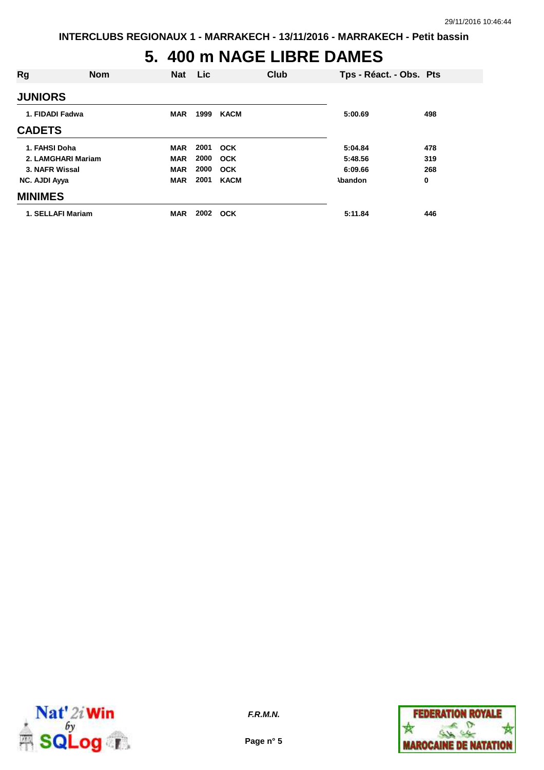# 5. 400 m NAGE LIBRE DAMES

| Rg | Nom | Nat | Lic | Club | Tps - Réact. - Obs. | Pts |
|---|---|---|---|---|---|---|
| **JUNIORS** | | | | | | |
| 1. | FIDADI Fadwa | MAR | 1999 | KACM | 5:00.69 | 498 |
| **CADETS** | | | | | | |
| 1. | FAHSI Doha | MAR | 2001 | OCK | 5:04.84 | 478 |
| 2. | LAMGHARI Mariam | MAR | 2000 | OCK | 5:48.56 | 319 |
| 3. | NAFR Wissal | MAR | 2000 | OCK | 6:09.66 | 268 |
| NC. | AJDI Ayya | MAR | 2001 | KACM | Abandon | 0 |
| **MINIMES** | | | | | | |
| 1. | SELLAFI Mariam | MAR | 2002 | OCK | 5:11.84 | 446 |

*F.R.M.N.*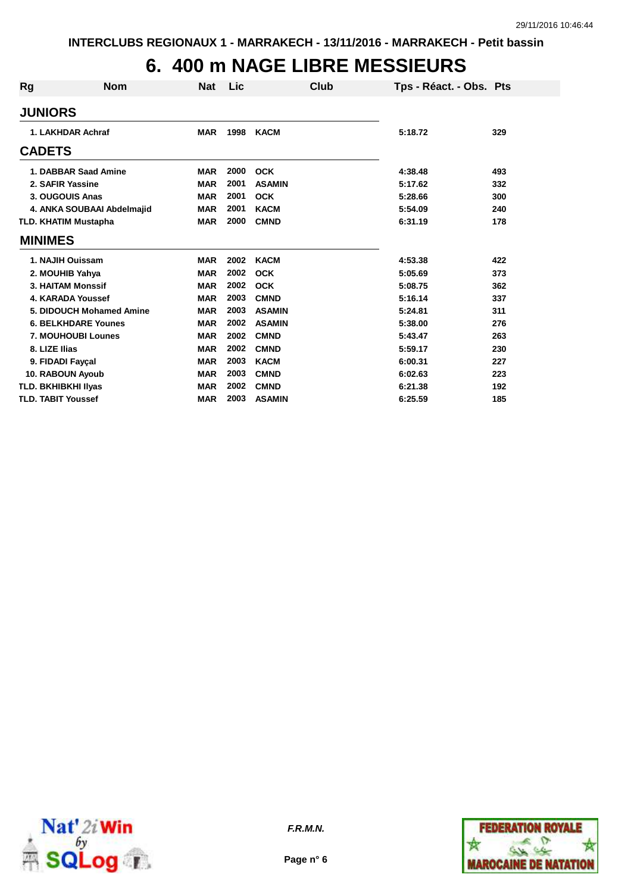# 6. 400 m NAGE LIBRE MESSIEURS

| Rg | Nom | Nat | Lic | Club | Tps - Réact. - Obs. | Pts |
|---|---|---|---|---|---|---|
| **JUNIORS** | | | | | | |
| 1. | LAKHDAR Achraf | MAR | 1998 | KACM | 5:18.72 | 329 |
| **CADETS** | | | | | | |
| 1. | DABBAR Saad Amine | MAR | 2000 | OCK | 4:38.48 | 493 |
| 2. | SAFIR Yassine | MAR | 2001 | ASAMIN | 5:17.62 | 332 |
| 3. | OUGOUIS Anas | MAR | 2001 | OCK | 5:28.66 | 300 |
| 4. | ANKA SOUBAAI Abdelmajid | MAR | 2001 | KACM | 5:54.09 | 240 |
| TLD. | KHATIM Mustapha | MAR | 2000 | CMND | 6:31.19 | 178 |
| **MINIMES** | | | | | | |
| 1. | NAJIH Ouissam | MAR | 2002 | KACM | 4:53.38 | 422 |
| 2. | MOUHIB Yahya | MAR | 2002 | OCK | 5:05.69 | 373 |
| 3. | HAITAM Monssif | MAR | 2002 | OCK | 5:08.75 | 362 |
| 4. | KARADA Youssef | MAR | 2003 | CMND | 5:16.14 | 337 |
| 5. | DIDOUCH Mohamed Amine | MAR | 2003 | ASAMIN | 5:24.81 | 311 |
| 6. | BELKHDARE Younes | MAR | 2002 | ASAMIN | 5:38.00 | 276 |
| 7. | MOUHOUBI Lounes | MAR | 2002 | CMND | 5:43.47 | 263 |
| 8. | LIZE Ilias | MAR | 2002 | CMND | 5:59.17 | 230 |
| 9. | FIDADI Fayçal | MAR | 2003 | KACM | 6:00.31 | 227 |
| 10. | RABOUN Ayoub | MAR | 2003 | CMND | 6:02.63 | 223 |
| TLD. | BKHIBKHI Ilyas | MAR | 2002 | CMND | 6:21.38 | 192 |
| TLD. | TABIT Youssef | MAR | 2003 | ASAMIN | 6:25.59 | 185 |

*F.R.M.N.*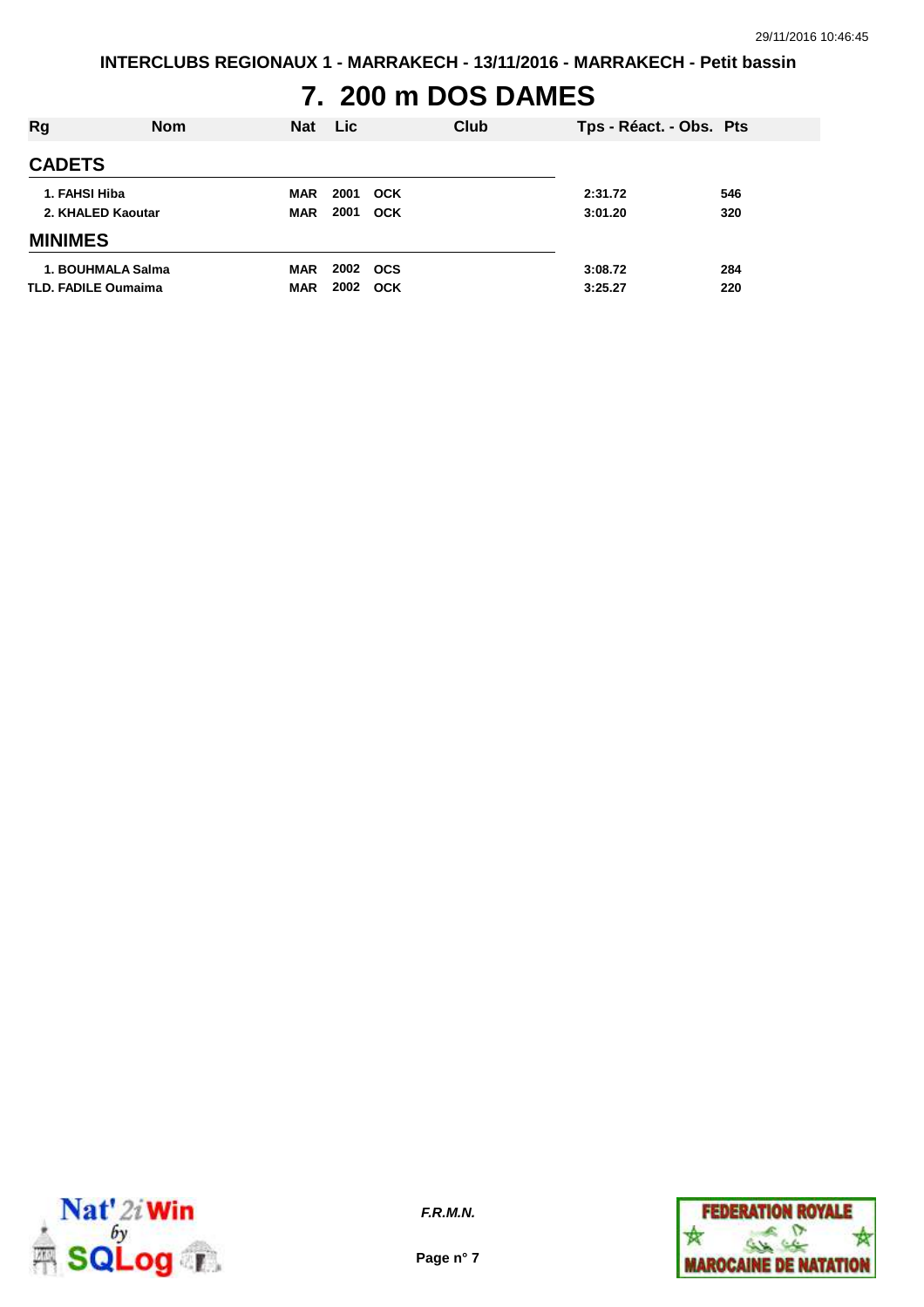# 7. 200 m DOS DAMES

| Rg | Nom | Nat | Lic | Club | Tps - Réact. - Obs. | Pts |
|---|---|---|---|---|---|---|
| **CADETS** | | | | | | |
| 1. | FAHSI Hiba | MAR | 2001 | OCK | 2:31.72 | 546 |
| 2. | KHALED Kaoutar | MAR | 2001 | OCK | 3:01.20 | 320 |
| **MINIMES** | | | | | | |
| 1. | BOUHMALA Salma | MAR | 2002 | OCS | 3:08.72 | 284 |
| TLD. | FADILE Oumaima | MAR | 2002 | OCK | 3:25.27 | 220 |

*F.R.M.N.*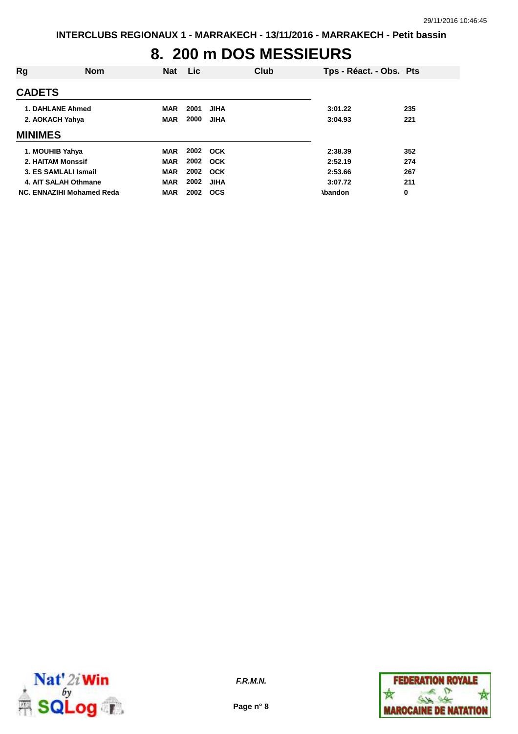# 8. 200 m DOS MESSIEURS

| Rg | Nom | Nat | Lic | Club | Tps - Réact. - Obs. | Pts |
|---|---|---|---|---|---|---|
| **CADETS** | | | | | | |
| 1. | DAHLANE Ahmed | MAR | 2001 | JIHA | 3:01.22 | 235 |
| 2. | AOKACH Yahya | MAR | 2000 | JIHA | 3:04.93 | 221 |
| **MINIMES** | | | | | | |
| 1. | MOUHIB Yahya | MAR | 2002 | OCK | 2:38.39 | 352 |
| 2. | HAITAM Monssif | MAR | 2002 | OCK | 2:52.19 | 274 |
| 3. | ES SAMLALI Ismail | MAR | 2002 | OCK | 2:53.66 | 267 |
| 4. | AIT SALAH Othmane | MAR | 2002 | JIHA | 3:07.72 | 211 |
| NC. | ENNAZIHI Mohamed Reda | MAR | 2002 | OCS | Abandon | 0 |

*F.R.M.N.*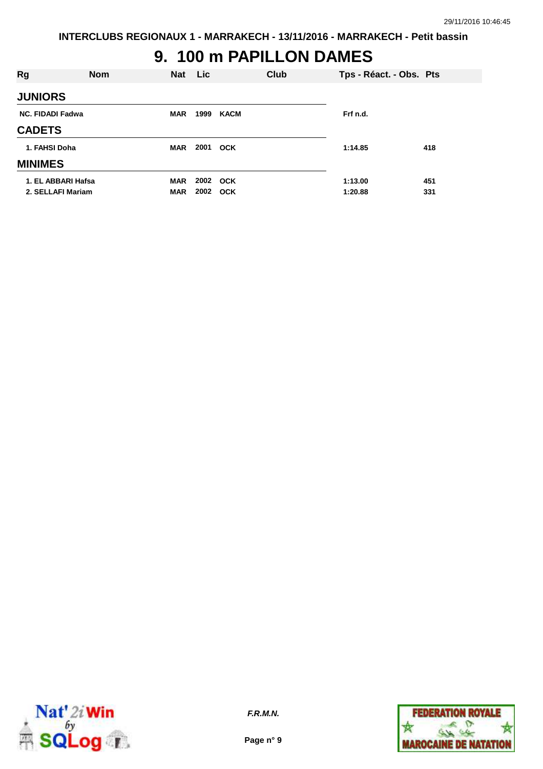# 9. 100 m PAPILLON DAMES

| Rg | Nom | Nat | Lic | Club | Tps - Réact. - Obs. | Pts |
|---|---|---|---|---|---|---|
| **JUNIORS** | | | | | | |
| NC. | FIDADI Fadwa | MAR | 1999 | KACM | Frf n.d. | |
| **CADETS** | | | | | | |
| 1. | FAHSI Doha | MAR | 2001 | OCK | 1:14.85 | 418 |
| **MINIMES** | | | | | | |
| 1. | EL ABBARI Hafsa | MAR | 2002 | OCK | 1:13.00 | 451 |
| 2. | SELLAFI Mariam | MAR | 2002 | OCK | 1:20.88 | 331 |

*F.R.M.N.*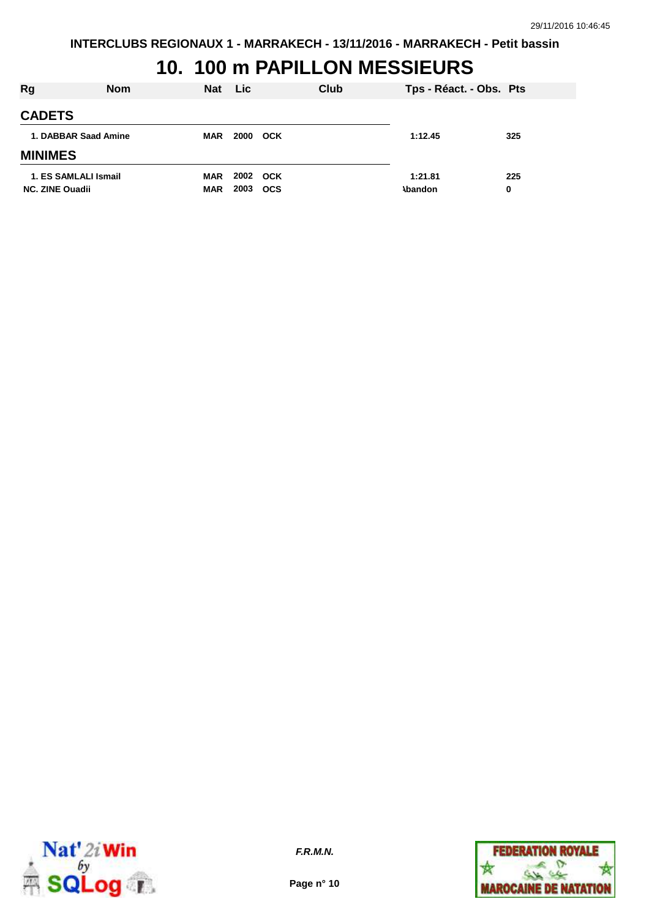# 10. 100 m PAPILLON MESSIEURS

| Rg | Nom | Nat | Lic | Club | Tps - Réact. - Obs. | Pts |
|---|---|---|---|---|---|---|
| **CADETS** | | | | | | |
| 1. DABBAR Saad Amine | | MAR | 2000 | OCK | 1:12.45 | 325 |
| **MINIMES** | | | | | | |
| 1. ES SAMLALI Ismail | | MAR | 2002 | OCK | 1:21.81 | 225 |
| NC. ZINE Ouadii | | MAR | 2003 | OCS | Abandon | 0 |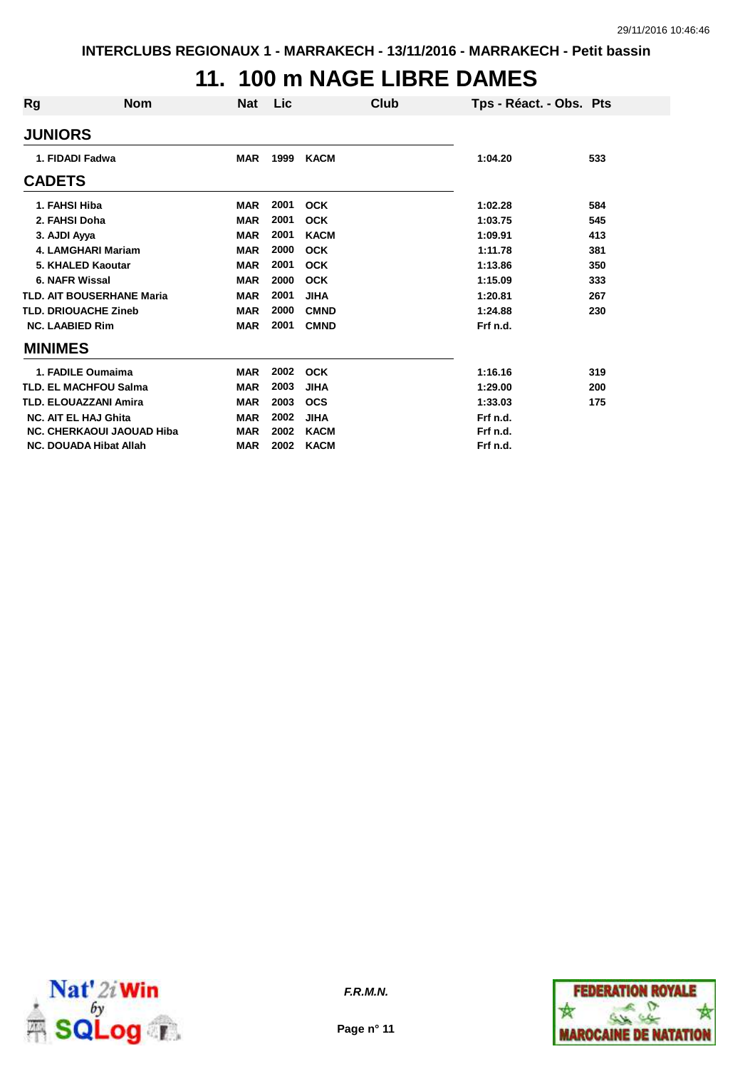INTERCLUBS REGIONAUX 1 - MARRAKECH - 13/11/2016 - MARRAKECH - Petit bassin

# 11. 100 m NAGE LIBRE DAMES

| Rg | Nom | Nat | Lic | Club | Tps - Réact. - Obs. | Pts |
|---|---|---|---|---|---|---|
| **JUNIORS** | | | | | | |
| 1. | FIDADI Fadwa | MAR | 1999 | KACM | 1:04.20 | 533 |
| **CADETS** | | | | | | |
| 1. | FAHSI Hiba | MAR | 2001 | OCK | 1:02.28 | 584 |
| 2. | FAHSI Doha | MAR | 2001 | OCK | 1:03.75 | 545 |
| 3. | AJDI Ayya | MAR | 2001 | KACM | 1:09.91 | 413 |
| 4. | LAMGHARI Mariam | MAR | 2000 | OCK | 1:11.78 | 381 |
| 5. | KHALED Kaoutar | MAR | 2001 | OCK | 1:13.86 | 350 |
| 6. | NAFR Wissal | MAR | 2000 | OCK | 1:15.09 | 333 |
| TLD. | AIT BOUSERHANE Maria | MAR | 2001 | JIHA | 1:20.81 | 267 |
| TLD. | DRIOUACHE Zineb | MAR | 2000 | CMND | 1:24.88 | 230 |
| NC. | LAABIED Rim | MAR | 2001 | CMND | Frf n.d. | |
| **MINIMES** | | | | | | |
| 1. | FADILE Oumaima | MAR | 2002 | OCK | 1:16.16 | 319 |
| TLD. | EL MACHFOU Salma | MAR | 2003 | JIHA | 1:29.00 | 200 |
| TLD. | ELOUAZZANI Amira | MAR | 2003 | OCS | 1:33.03 | 175 |
| NC. | AIT EL HAJ Ghita | MAR | 2002 | JIHA | Frf n.d. | |
| NC. | CHERKAOUI JAOUAD Hiba | MAR | 2002 | KACM | Frf n.d. | |
| NC. | DOUADA Hibat Allah | MAR | 2002 | KACM | Frf n.d. | |

*F.R.M.N.*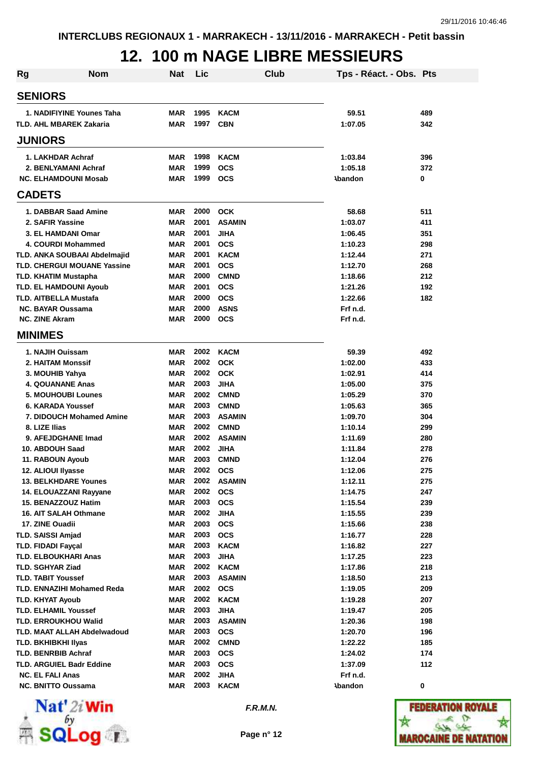INTERCLUBS REGIONAUX 1 - MARRAKECH - 13/11/2016 - MARRAKECH - Petit bassin

# 12. 100 m NAGE LIBRE MESSIEURS

| Rg | Nom | Nat | Lic | Club | Tps - Réact. - Obs. | Pts |
|---|---|---|---|---|---|---|
| **SENIORS** | | | | | | |
| 1. | NADIFIYINE Younes Taha | MAR | 1995 | KACM | 59.51 | 489 |
| TLD. | AHL MBAREK Zakaria | MAR | 1997 | CBN | 1:07.05 | 342 |
| **JUNIORS** | | | | | | |
| 1. | LAKHDAR Achraf | MAR | 1998 | KACM | 1:03.84 | 396 |
| 2. | BENLYAMANI Achraf | MAR | 1999 | OCS | 1:05.18 | 372 |
| NC. | ELHAMDOUNI Mosab | MAR | 1999 | OCS | Abandon | 0 |
| **CADETS** | | | | | | |
| 1. | DABBAR Saad Amine | MAR | 2000 | OCK | 58.68 | 511 |
| 2. | SAFIR Yassine | MAR | 2001 | ASAMIN | 1:03.07 | 411 |
| 3. | EL HAMDANI Omar | MAR | 2001 | JIHA | 1:06.45 | 351 |
| 4. | COURDI Mohammed | MAR | 2001 | OCS | 1:10.23 | 298 |
| TLD. | ANKA SOUBAAI Abdelmajid | MAR | 2001 | KACM | 1:12.44 | 271 |
| TLD. | CHERGUI MOUANE Yassine | MAR | 2001 | OCS | 1:12.70 | 268 |
| TLD. | KHATIM Mustapha | MAR | 2000 | CMND | 1:18.66 | 212 |
| TLD. | EL HAMDOUNI Ayoub | MAR | 2001 | OCS | 1:21.26 | 192 |
| TLD. | AITBELLA Mustafa | MAR | 2000 | OCS | 1:22.66 | 182 |
| NC. | BAYAR Oussama | MAR | 2000 | ASNS | Frf n.d. | |
| NC. | ZINE Akram | MAR | 2000 | OCS | Frf n.d. | |
| **MINIMES** | | | | | | |
| 1. | NAJIH Ouissam | MAR | 2002 | KACM | 59.39 | 492 |
| 2. | HAITAM Monssif | MAR | 2002 | OCK | 1:02.00 | 433 |
| 3. | MOUHIB Yahya | MAR | 2002 | OCK | 1:02.91 | 414 |
| 4. | QOUANANE Anas | MAR | 2003 | JIHA | 1:05.00 | 375 |
| 5. | MOUHOUBI Lounes | MAR | 2002 | CMND | 1:05.29 | 370 |
| 6. | KARADA Youssef | MAR | 2003 | CMND | 1:05.63 | 365 |
| 7. | DIDOUCH Mohamed Amine | MAR | 2003 | ASAMIN | 1:09.70 | 304 |
| 8. | LIZE Ilias | MAR | 2002 | CMND | 1:10.14 | 299 |
| 9. | AFEJDGHANE Imad | MAR | 2002 | ASAMIN | 1:11.69 | 280 |
| 10. | ABDOUH Saad | MAR | 2002 | JIHA | 1:11.84 | 278 |
| 11. | RABOUN Ayoub | MAR | 2003 | CMND | 1:12.04 | 276 |
| 12. | ALIOUI Ilyasse | MAR | 2002 | OCS | 1:12.06 | 275 |
| 13. | BELKHDARE Younes | MAR | 2002 | ASAMIN | 1:12.11 | 275 |
| 14. | ELOUAZZANI Rayyane | MAR | 2002 | OCS | 1:14.75 | 247 |
| 15. | BENAZZOUZ Hatim | MAR | 2003 | OCS | 1:15.54 | 239 |
| 16. | AIT SALAH Othmane | MAR | 2002 | JIHA | 1:15.55 | 239 |
| 17. | ZINE Ouadii | MAR | 2003 | OCS | 1:15.66 | 238 |
| TLD. | SAISSI Amjad | MAR | 2003 | OCS | 1:16.77 | 228 |
| TLD. | FIDADI Fayçal | MAR | 2003 | KACM | 1:16.82 | 227 |
| TLD. | ELBOUKHARI Anas | MAR | 2003 | JIHA | 1:17.25 | 223 |
| TLD. | SGHYAR Ziad | MAR | 2002 | KACM | 1:17.86 | 218 |
| TLD. | TABIT Youssef | MAR | 2003 | ASAMIN | 1:18.50 | 213 |
| TLD. | ENNAZIHI Mohamed Reda | MAR | 2002 | OCS | 1:19.05 | 209 |
| TLD. | KHYAT Ayoub | MAR | 2002 | KACM | 1:19.28 | 207 |
| TLD. | ELHAMIL Youssef | MAR | 2003 | JIHA | 1:19.47 | 205 |
| TLD. | ERROUKHOU Walid | MAR | 2003 | ASAMIN | 1:20.36 | 198 |
| TLD. | MAAT ALLAH Abdelwadoud | MAR | 2003 | OCS | 1:20.70 | 196 |
| TLD. | BKHIBKHI Ilyas | MAR | 2002 | CMND | 1:22.22 | 185 |
| TLD. | BENRBIB Achraf | MAR | 2003 | OCS | 1:24.02 | 174 |
| TLD. | ARGUIEL Badr Eddine | MAR | 2003 | OCS | 1:37.09 | 112 |
| NC. | EL FALI Anas | MAR | 2002 | JIHA | Frf n.d. | |
| NC. | BNITTO Oussama | MAR | 2003 | KACM | Abandon | 0 |

F.R.M.N.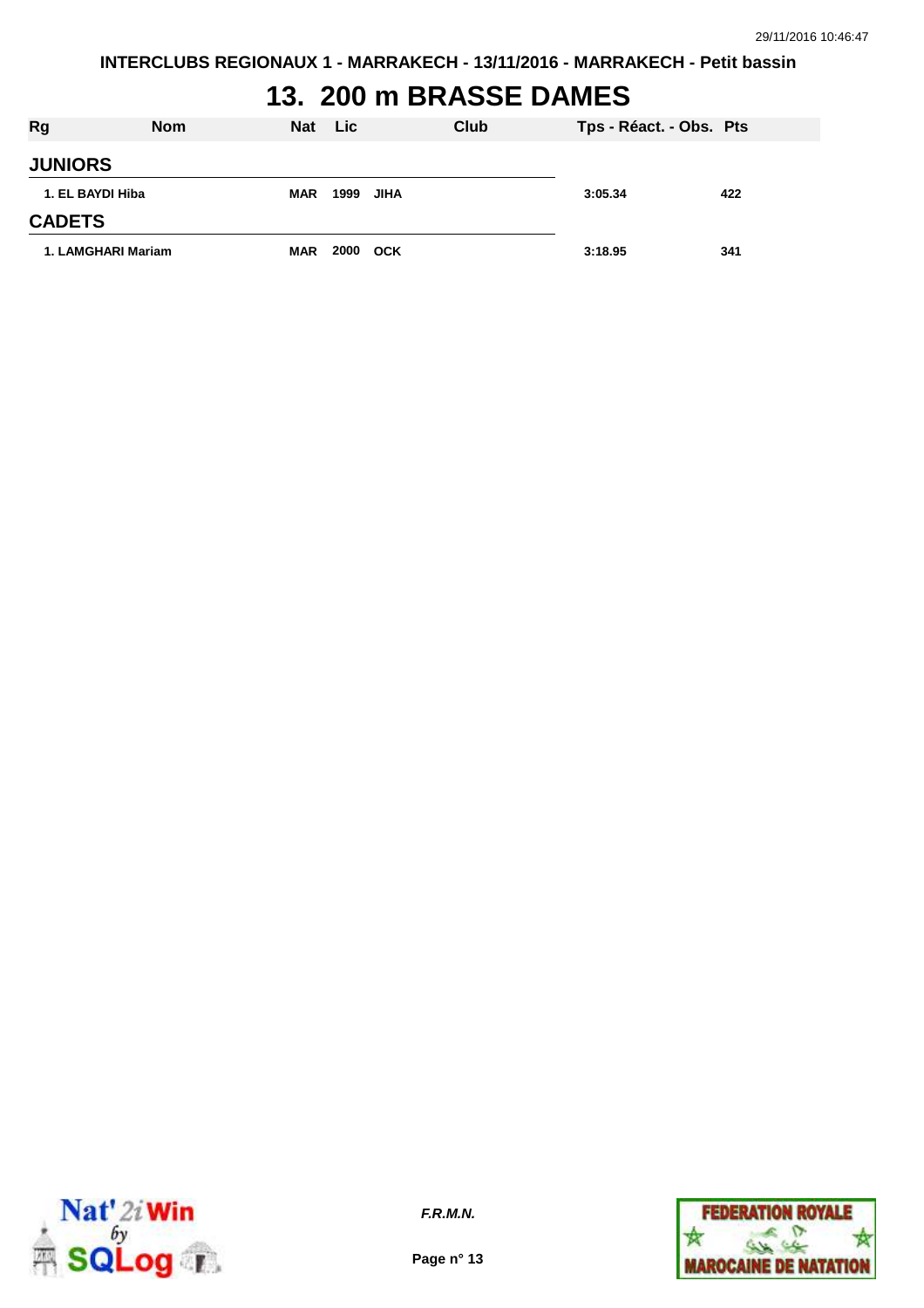# 13. 200 m BRASSE DAMES

| Rg | Nom | Nat | Lic | Club | Tps - Réact. - Obs. | Pts |
|---|---|---|---|---|---|---|
| **JUNIORS** | | | | | | |
| 1. | EL BAYDI Hiba | MAR | 1999 | JIHA | 3:05.34 | 422 |
| **CADETS** | | | | | | |
| 1. | LAMGHARI Mariam | MAR | 2000 | OCK | 3:18.95 | 341 |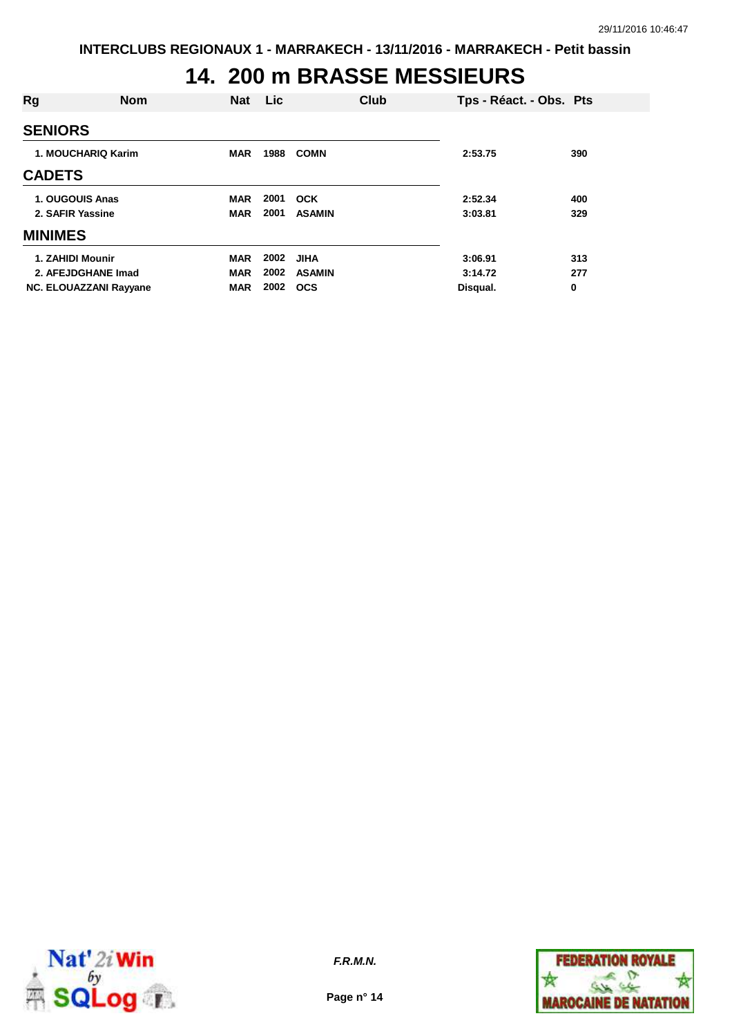INTERCLUBS REGIONAUX 1 - MARRAKECH - 13/11/2016 - MARRAKECH - Petit bassin

# 14. 200 m BRASSE MESSIEURS

| Rg | Nom | Nat | Lic | Club | Tps - Réact. - Obs. | Pts |
|---|---|---|---|---|---|---|
| **SENIORS** | | | | | | |
| 1. | MOUCHARIQ Karim | MAR | 1988 | COMN | 2:53.75 | 390 |
| **CADETS** | | | | | | |
| 1. | OUGOUIS Anas | MAR | 2001 | OCK | 2:52.34 | 400 |
| 2. | SAFIR Yassine | MAR | 2001 | ASAMIN | 3:03.81 | 329 |
| **MINIMES** | | | | | | |
| 1. | ZAHIDI Mounir | MAR | 2002 | JIHA | 3:06.91 | 313 |
| 2. | AFEJDGHANE Imad | MAR | 2002 | ASAMIN | 3:14.72 | 277 |
| NC. | ELOUAZZANI Rayyane | MAR | 2002 | OCS | Disqual. | 0 |

*F.R.M.N.*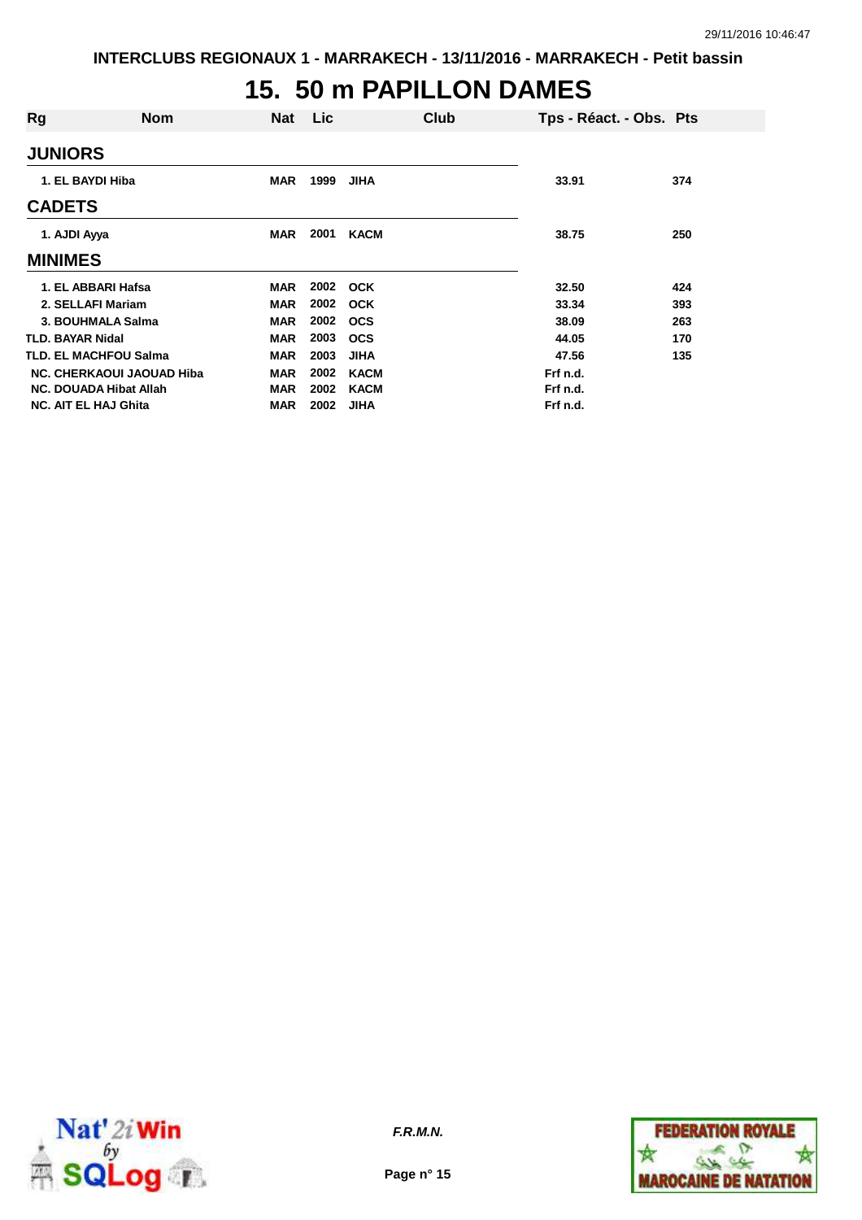# 15. 50 m PAPILLON DAMES

| Rg | Nom | Nat | Lic | Club | Tps - Réact. - Obs. | Pts |
|---|---|---|---|---|---|---|
| **JUNIORS** | | | | | | |
| 1. | EL BAYDI Hiba | MAR | 1999 | JIHA | 33.91 | 374 |
| **CADETS** | | | | | | |
| 1. | AJDI Ayya | MAR | 2001 | KACM | 38.75 | 250 |
| **MINIMES** | | | | | | |
| 1. | EL ABBARI Hafsa | MAR | 2002 | OCK | 32.50 | 424 |
| 2. | SELLAFI Mariam | MAR | 2002 | OCK | 33.34 | 393 |
| 3. | BOUHMALA Salma | MAR | 2002 | OCS | 38.09 | 263 |
| TLD. | BAYAR Nidal | MAR | 2003 | OCS | 44.05 | 170 |
| TLD. | EL MACHFOU Salma | MAR | 2003 | JIHA | 47.56 | 135 |
| NC. | CHERKAOUI JAOUAD Hiba | MAR | 2002 | KACM | Frf n.d. | |
| NC. | DOUADA Hibat Allah | MAR | 2002 | KACM | Frf n.d. | |
| NC. | AIT EL HAJ Ghita | MAR | 2002 | JIHA | Frf n.d. | |

*F.R.M.N.*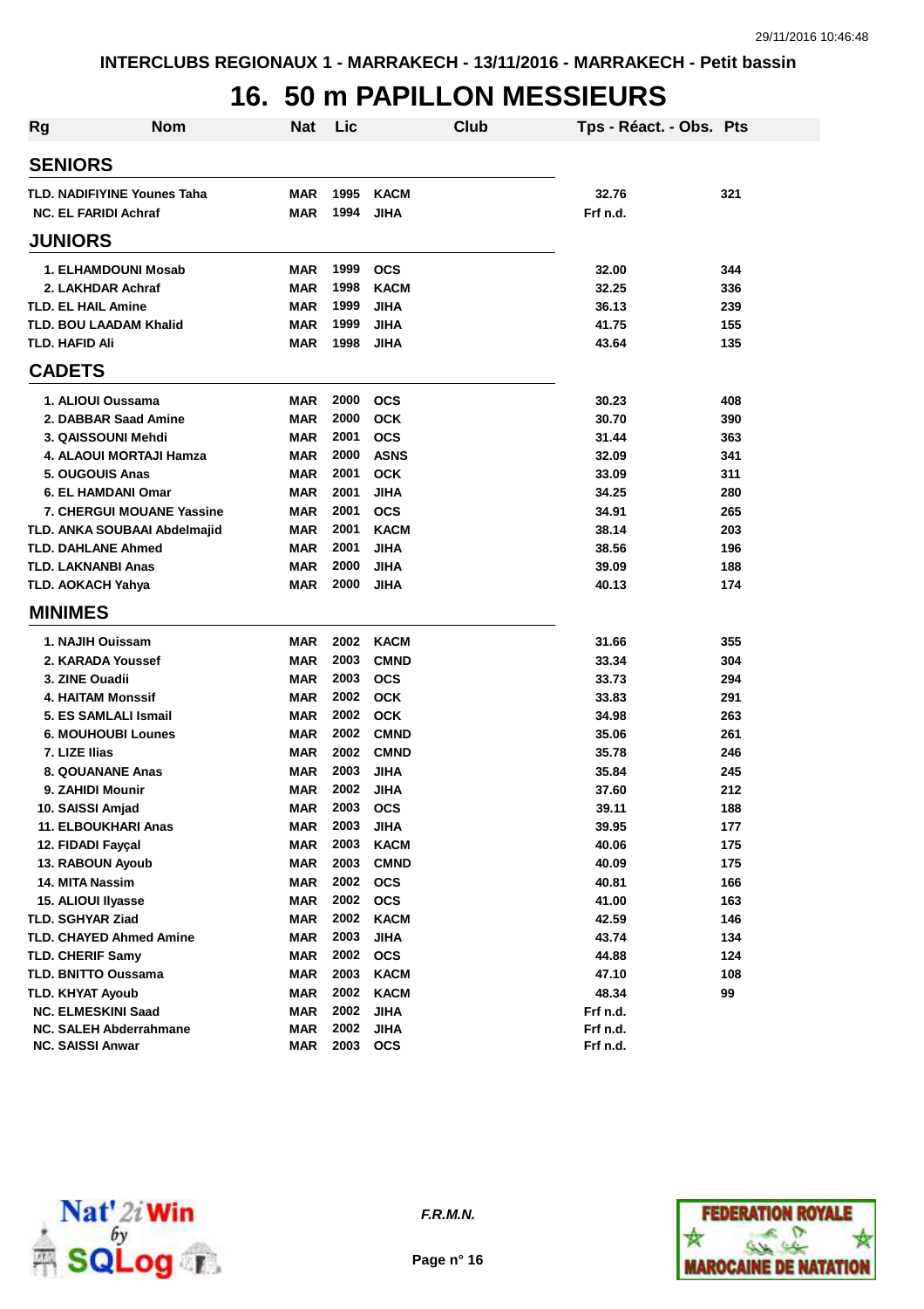INTERCLUBS REGIONAUX 1 - MARRAKECH - 13/11/2016 - MARRAKECH - Petit bassin

# 16. 50 m PAPILLON MESSIEURS

| Rg | Nom | Nat | Lic | Club | Tps - Réact. - Obs. | Pts |
|---|---|---|---|---|---|---|
| **SENIORS** | | | | | | |
| TLD. | NADIFIYINE Younes Taha | MAR | 1995 | KACM | 32.76 | 321 |
| NC. | EL FARIDI Achraf | MAR | 1994 | JIHA | Frf n.d. | |
| **JUNIORS** | | | | | | |
| 1. | ELHAMDOUNI Mosab | MAR | 1999 | OCS | 32.00 | 344 |
| 2. | LAKHDAR Achraf | MAR | 1998 | KACM | 32.25 | 336 |
| TLD. | EL HAIL Amine | MAR | 1999 | JIHA | 36.13 | 239 |
| TLD. | BOU LAADAM Khalid | MAR | 1999 | JIHA | 41.75 | 155 |
| TLD. | HAFID Ali | MAR | 1998 | JIHA | 43.64 | 135 |
| **CADETS** | | | | | | |
| 1. | ALIOUI Oussama | MAR | 2000 | OCS | 30.23 | 408 |
| 2. | DABBAR Saad Amine | MAR | 2000 | OCK | 30.70 | 390 |
| 3. | QAISSOUNI Mehdi | MAR | 2001 | OCS | 31.44 | 363 |
| 4. | ALAOUI MORTAJI Hamza | MAR | 2000 | ASNS | 32.09 | 341 |
| 5. | OUGOUIS Anas | MAR | 2001 | OCK | 33.09 | 311 |
| 6. | EL HAMDANI Omar | MAR | 2001 | JIHA | 34.25 | 280 |
| 7. | CHERGUI MOUANE Yassine | MAR | 2001 | OCS | 34.91 | 265 |
| TLD. | ANKA SOUBAAI Abdelmajid | MAR | 2001 | KACM | 38.14 | 203 |
| TLD. | DAHLANE Ahmed | MAR | 2001 | JIHA | 38.56 | 196 |
| TLD. | LAKNANBI Anas | MAR | 2000 | JIHA | 39.09 | 188 |
| TLD. | AOKACH Yahya | MAR | 2000 | JIHA | 40.13 | 174 |
| **MINIMES** | | | | | | |
| 1. | NAJIH Ouissam | MAR | 2002 | KACM | 31.66 | 355 |
| 2. | KARADA Youssef | MAR | 2003 | CMND | 33.34 | 304 |
| 3. | ZINE Ouadii | MAR | 2003 | OCS | 33.73 | 294 |
| 4. | HAITAM Monssif | MAR | 2002 | OCK | 33.83 | 291 |
| 5. | ES SAMLALI Ismail | MAR | 2002 | OCK | 34.98 | 263 |
| 6. | MOUHOUBI Lounes | MAR | 2002 | CMND | 35.06 | 261 |
| 7. | LIZE Ilias | MAR | 2002 | CMND | 35.78 | 246 |
| 8. | QOUANANE Anas | MAR | 2003 | JIHA | 35.84 | 245 |
| 9. | ZAHIDI Mounir | MAR | 2002 | JIHA | 37.60 | 212 |
| 10. | SAISSI Amjad | MAR | 2003 | OCS | 39.11 | 188 |
| 11. | ELBOUKHARI Anas | MAR | 2003 | JIHA | 39.95 | 177 |
| 12. | FIDADI Fayçal | MAR | 2003 | KACM | 40.06 | 175 |
| 13. | RABOUN Ayoub | MAR | 2003 | CMND | 40.09 | 175 |
| 14. | MITA Nassim | MAR | 2002 | OCS | 40.81 | 166 |
| 15. | ALIOUI Ilyasse | MAR | 2002 | OCS | 41.00 | 163 |
| TLD. | SGHYAR Ziad | MAR | 2002 | KACM | 42.59 | 146 |
| TLD. | CHAYED Ahmed Amine | MAR | 2003 | JIHA | 43.74 | 134 |
| TLD. | CHERIF Samy | MAR | 2002 | OCS | 44.88 | 124 |
| TLD. | BNITTO Oussama | MAR | 2003 | KACM | 47.10 | 108 |
| TLD. | KHYAT Ayoub | MAR | 2002 | KACM | 48.34 | 99 |
| NC. | ELMESKINI Saad | MAR | 2002 | JIHA | Frf n.d. | |
| NC. | SALEH Abderrahmane | MAR | 2002 | JIHA | Frf n.d. | |
| NC. | SAISSI Anwar | MAR | 2003 | OCS | Frf n.d. | |

*F.R.M.N.*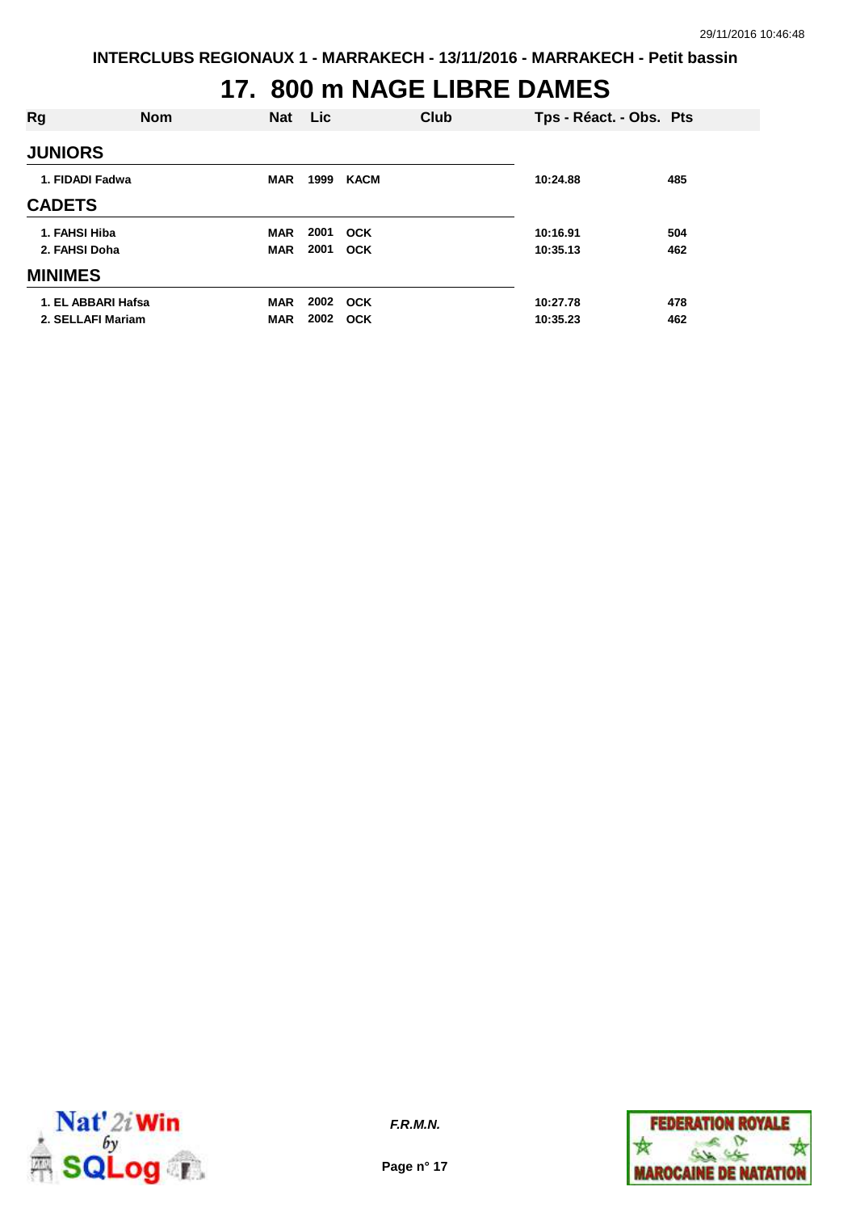INTERCLUBS REGIONAUX 1 - MARRAKECH - 13/11/2016 - MARRAKECH - Petit bassin

# 17. 800 m NAGE LIBRE DAMES

| Rg | Nom | Nat | Lic | Club | Tps - Réact. - Obs. | Pts |
|---|---|---|---|---|---|---|
| **JUNIORS** | | | | | | |
| 1. | FIDADI Fadwa | MAR | 1999 | KACM | 10:24.88 | 485 |
| **CADETS** | | | | | | |
| 1. | FAHSI Hiba | MAR | 2001 | OCK | 10:16.91 | 504 |
| 2. | FAHSI Doha | MAR | 2001 | OCK | 10:35.13 | 462 |
| **MINIMES** | | | | | | |
| 1. | EL ABBARI Hafsa | MAR | 2002 | OCK | 10:27.78 | 478 |
| 2. | SELLAFI Mariam | MAR | 2002 | OCK | 10:35.23 | 462 |

*F.R.M.N.*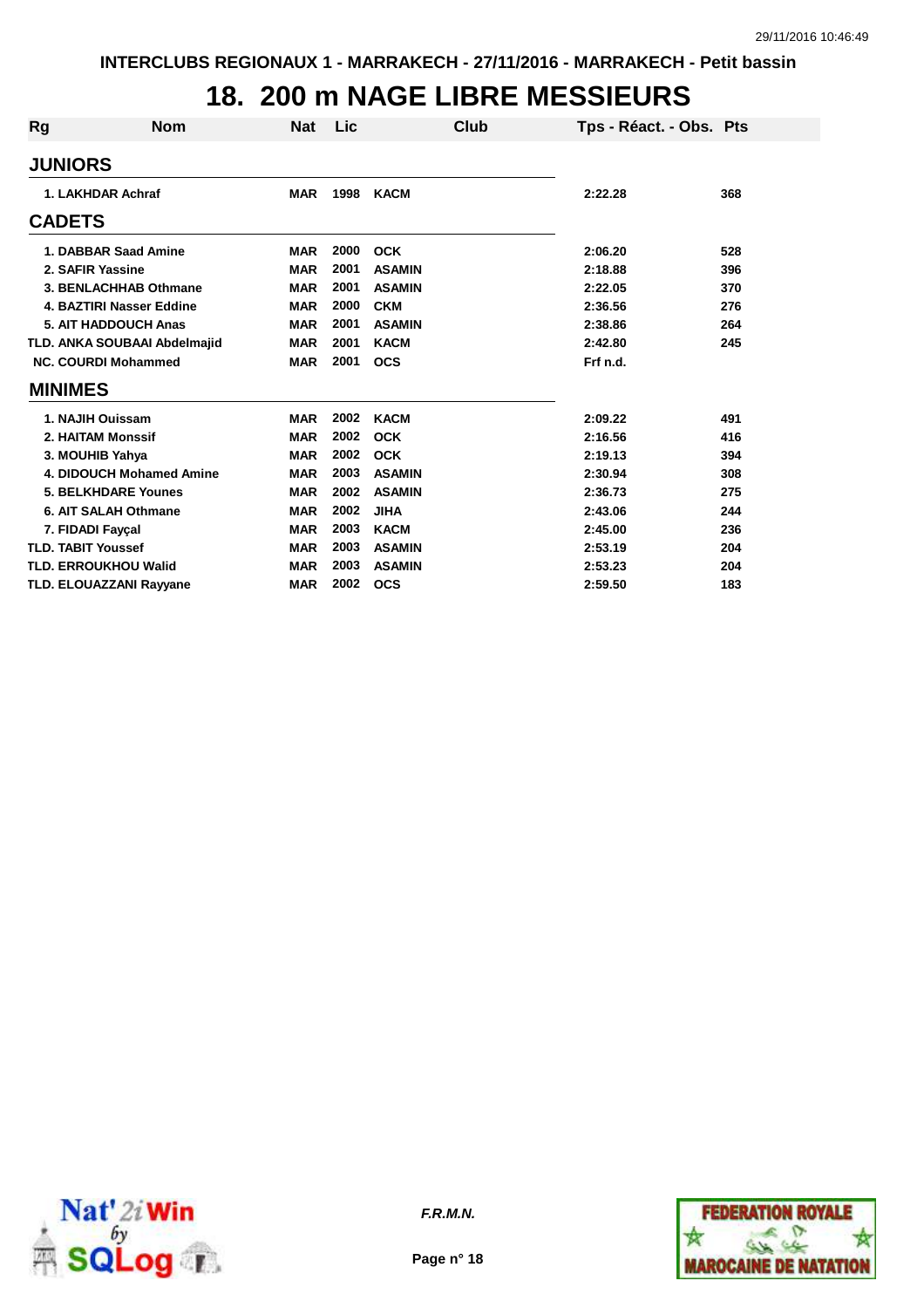# 18. 200 m NAGE LIBRE MESSIEURS

| Rg | Nom | Nat | Lic | Club | Tps - Réact. - Obs. | Pts |
|---|---|---|---|---|---|---|
| **JUNIORS** | | | | | | |
| 1. | LAKHDAR Achraf | MAR | 1998 | KACM | 2:22.28 | 368 |
| **CADETS** | | | | | | |
| 1. | DABBAR Saad Amine | MAR | 2000 | OCK | 2:06.20 | 528 |
| 2. | SAFIR Yassine | MAR | 2001 | ASAMIN | 2:18.88 | 396 |
| 3. | BENLACHHAB Othmane | MAR | 2001 | ASAMIN | 2:22.05 | 370 |
| 4. | BAZTIRI Nasser Eddine | MAR | 2000 | CKM | 2:36.56 | 276 |
| 5. | AIT HADDOUCH Anas | MAR | 2001 | ASAMIN | 2:38.86 | 264 |
| TLD. | ANKA SOUBAAI Abdelmajid | MAR | 2001 | KACM | 2:42.80 | 245 |
| NC. | COURDI Mohammed | MAR | 2001 | OCS | Frf n.d. | |
| **MINIMES** | | | | | | |
| 1. | NAJIH Ouissam | MAR | 2002 | KACM | 2:09.22 | 491 |
| 2. | HAITAM Monssif | MAR | 2002 | OCK | 2:16.56 | 416 |
| 3. | MOUHIB Yahya | MAR | 2002 | OCK | 2:19.13 | 394 |
| 4. | DIDOUCH Mohamed Amine | MAR | 2003 | ASAMIN | 2:30.94 | 308 |
| 5. | BELKHDARE Younes | MAR | 2002 | ASAMIN | 2:36.73 | 275 |
| 6. | AIT SALAH Othmane | MAR | 2002 | JIHA | 2:43.06 | 244 |
| 7. | FIDADI Fayçal | MAR | 2003 | KACM | 2:45.00 | 236 |
| TLD. | TABIT Youssef | MAR | 2003 | ASAMIN | 2:53.19 | 204 |
| TLD. | ERROUKHOU Walid | MAR | 2003 | ASAMIN | 2:53.23 | 204 |
| TLD. | ELOUAZZANI Rayyane | MAR | 2002 | OCS | 2:59.50 | 183 |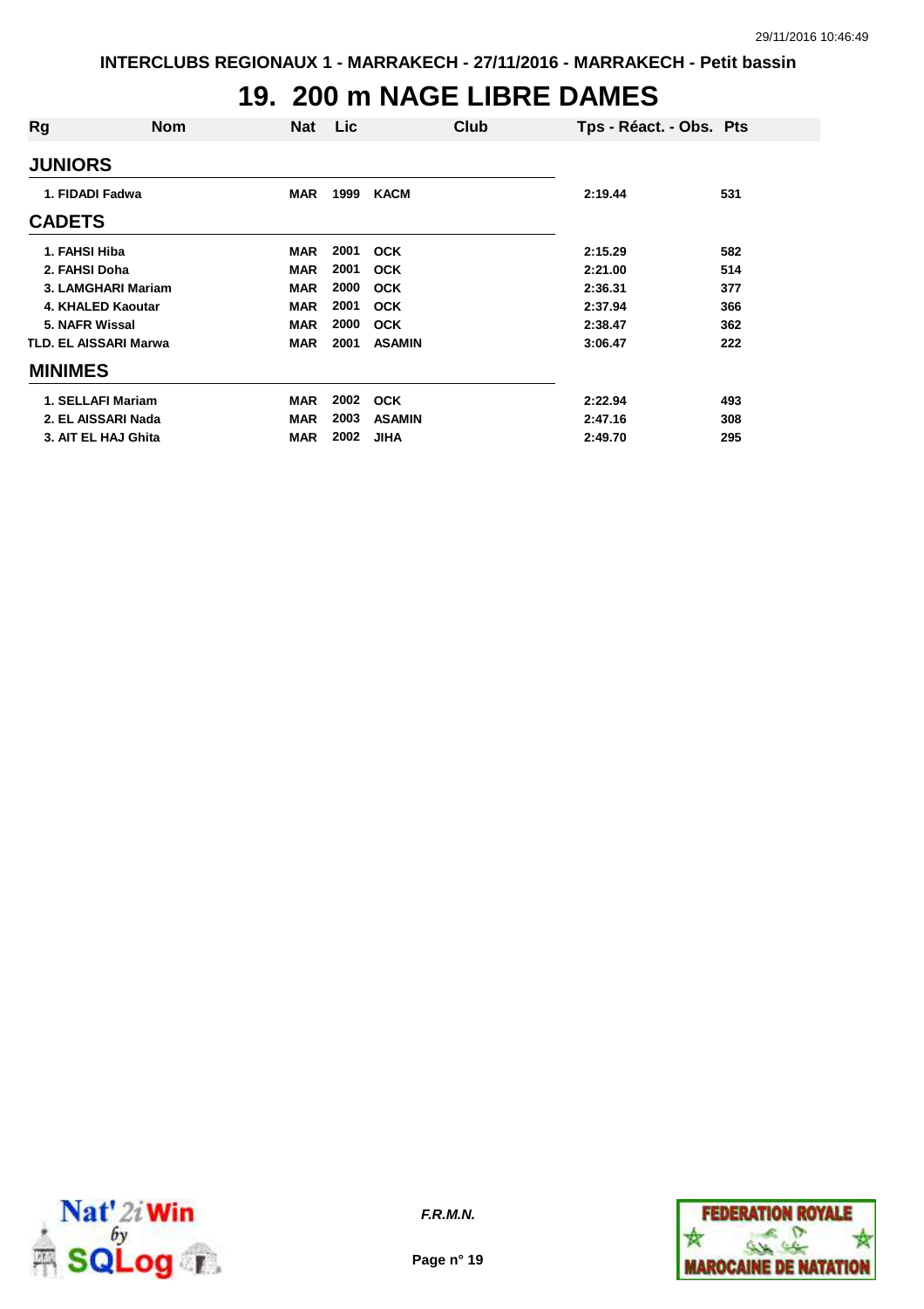# 19. 200 m NAGE LIBRE DAMES

| Rg | Nom | Nat | Lic | Club | Tps - Réact. - Obs. | Pts |
|---|---|---|---|---|---|---|
| **JUNIORS** | | | | | | |
| 1. | FIDADI Fadwa | MAR | 1999 | KACM | 2:19.44 | 531 |
| **CADETS** | | | | | | |
| 1. | FAHSI Hiba | MAR | 2001 | OCK | 2:15.29 | 582 |
| 2. | FAHSI Doha | MAR | 2001 | OCK | 2:21.00 | 514 |
| 3. | LAMGHARI Mariam | MAR | 2000 | OCK | 2:36.31 | 377 |
| 4. | KHALED Kaoutar | MAR | 2001 | OCK | 2:37.94 | 366 |
| 5. | NAFR Wissal | MAR | 2000 | OCK | 2:38.47 | 362 |
| TLD. | EL AISSARI Marwa | MAR | 2001 | ASAMIN | 3:06.47 | 222 |
| **MINIMES** | | | | | | |
| 1. | SELLAFI Mariam | MAR | 2002 | OCK | 2:22.94 | 493 |
| 2. | EL AISSARI Nada | MAR | 2003 | ASAMIN | 2:47.16 | 308 |
| 3. | AIT EL HAJ Ghita | MAR | 2002 | JIHA | 2:49.70 | 295 |

*F.R.M.N.*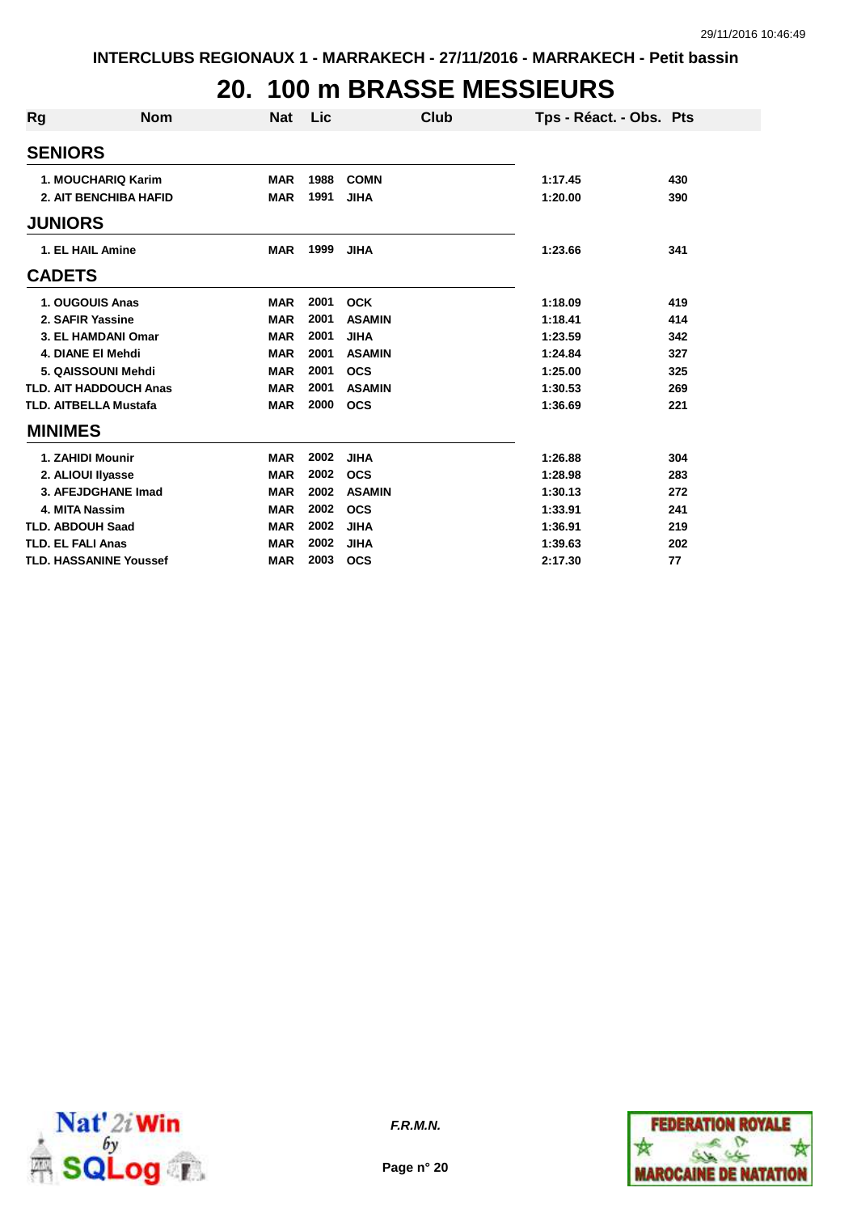INTERCLUBS REGIONAUX 1 - MARRAKECH - 27/11/2016 - MARRAKECH - Petit bassin

# 20. 100 m BRASSE MESSIEURS

| Rg | Nom | Nat | Lic | Club | Tps - Réact. - Obs. | Pts |
|---|---|---|---|---|---|---|
| **SENIORS** | | | | | | |
| 1. | MOUCHARIQ Karim | MAR | 1988 | COMN | 1:17.45 | 430 |
| 2. | AIT BENCHIBA HAFID | MAR | 1991 | JIHA | 1:20.00 | 390 |
| **JUNIORS** | | | | | | |
| 1. | EL HAIL Amine | MAR | 1999 | JIHA | 1:23.66 | 341 |
| **CADETS** | | | | | | |
| 1. | OUGOUIS Anas | MAR | 2001 | OCK | 1:18.09 | 419 |
| 2. | SAFIR Yassine | MAR | 2001 | ASAMIN | 1:18.41 | 414 |
| 3. | EL HAMDANI Omar | MAR | 2001 | JIHA | 1:23.59 | 342 |
| 4. | DIANE El Mehdi | MAR | 2001 | ASAMIN | 1:24.84 | 327 |
| 5. | QAISSOUNI Mehdi | MAR | 2001 | OCS | 1:25.00 | 325 |
| TLD. | AIT HADDOUCH Anas | MAR | 2001 | ASAMIN | 1:30.53 | 269 |
| TLD. | AITBELLA Mustafa | MAR | 2000 | OCS | 1:36.69 | 221 |
| **MINIMES** | | | | | | |
| 1. | ZAHIDI Mounir | MAR | 2002 | JIHA | 1:26.88 | 304 |
| 2. | ALIOUI Ilyasse | MAR | 2002 | OCS | 1:28.98 | 283 |
| 3. | AFEJDGHANE Imad | MAR | 2002 | ASAMIN | 1:30.13 | 272 |
| 4. | MITA Nassim | MAR | 2002 | OCS | 1:33.91 | 241 |
| TLD. | ABDOUH Saad | MAR | 2002 | JIHA | 1:36.91 | 219 |
| TLD. | EL FALI Anas | MAR | 2002 | JIHA | 1:39.63 | 202 |
| TLD. | HASSANINE Youssef | MAR | 2003 | OCS | 2:17.30 | 77 |

*F.R.M.N.*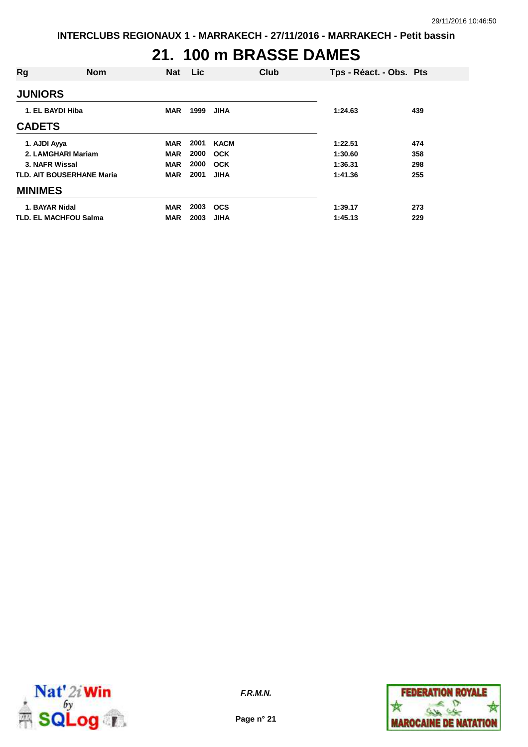INTERCLUBS REGIONAUX 1 - MARRAKECH - 27/11/2016 - MARRAKECH - Petit bassin

# 21. 100 m BRASSE DAMES

| Rg | Nom | Nat | Lic | Club | Tps - Réact. - Obs. | Pts |
|---|---|---|---|---|---|---|
| **JUNIORS** | | | | | | |
| 1. | EL BAYDI Hiba | MAR | 1999 | JIHA | 1:24.63 | 439 |
| **CADETS** | | | | | | |
| 1. | AJDI Ayya | MAR | 2001 | KACM | 1:22.51 | 474 |
| 2. | LAMGHARI Mariam | MAR | 2000 | OCK | 1:30.60 | 358 |
| 3. | NAFR Wissal | MAR | 2000 | OCK | 1:36.31 | 298 |
| TLD. | AIT BOUSERHANE Maria | MAR | 2001 | JIHA | 1:41.36 | 255 |
| **MINIMES** | | | | | | |
| 1. | BAYAR Nidal | MAR | 2003 | OCS | 1:39.17 | 273 |
| TLD. | EL MACHFOU Salma | MAR | 2003 | JIHA | 1:45.13 | 229 |

*F.R.M.N.*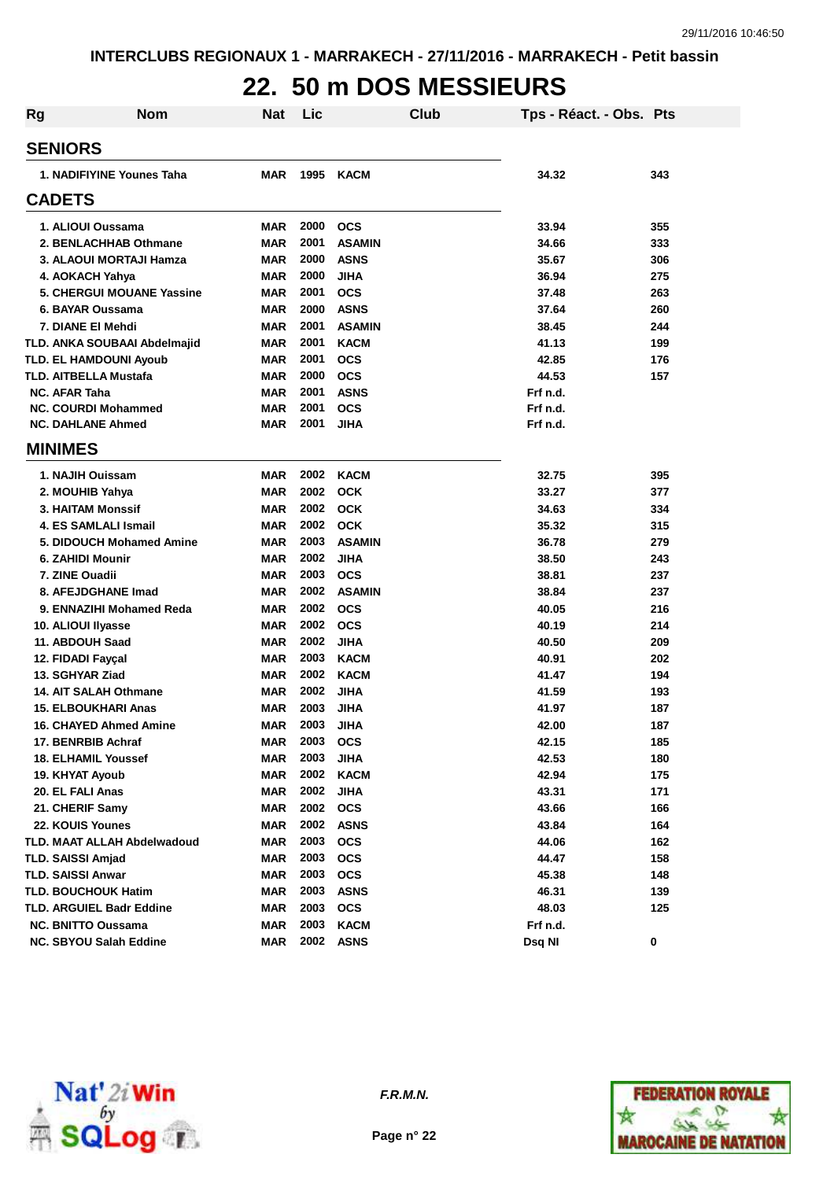INTERCLUBS REGIONAUX 1 - MARRAKECH - 27/11/2016 - MARRAKECH - Petit bassin

# 22. 50 m DOS MESSIEURS

| Rg | Nom | Nat | Lic | Club | Tps - Réact. - Obs. | Pts |
|---|---|---|---|---|---|---|
| **SENIORS** | | | | | | |
| 1. | NADIFIYINE Younes Taha | MAR | 1995 | KACM | 34.32 | 343 |
| **CADETS** | | | | | | |
| 1. | ALIOUI Oussama | MAR | 2000 | OCS | 33.94 | 355 |
| 2. | BENLACHHAB Othmane | MAR | 2001 | ASAMIN | 34.66 | 333 |
| 3. | ALAOUI MORTAJI Hamza | MAR | 2000 | ASNS | 35.67 | 306 |
| 4. | AOKACH Yahya | MAR | 2000 | JIHA | 36.94 | 275 |
| 5. | CHERGUI MOUANE Yassine | MAR | 2001 | OCS | 37.48 | 263 |
| 6. | BAYAR Oussama | MAR | 2000 | ASNS | 37.64 | 260 |
| 7. | DIANE El Mehdi | MAR | 2001 | ASAMIN | 38.45 | 244 |
| TLD. | ANKA SOUBAAI Abdelmajid | MAR | 2001 | KACM | 41.13 | 199 |
| TLD. | EL HAMDOUNI Ayoub | MAR | 2001 | OCS | 42.85 | 176 |
| TLD. | AITBELLA Mustafa | MAR | 2000 | OCS | 44.53 | 157 |
| NC. | AFAR Taha | MAR | 2001 | ASNS | Frf n.d. | |
| NC. | COURDI Mohammed | MAR | 2001 | OCS | Frf n.d. | |
| NC. | DAHLANE Ahmed | MAR | 2001 | JIHA | Frf n.d. | |
| **MINIMES** | | | | | | |
| 1. | NAJIH Ouissam | MAR | 2002 | KACM | 32.75 | 395 |
| 2. | MOUHIB Yahya | MAR | 2002 | OCK | 33.27 | 377 |
| 3. | HAITAM Monssif | MAR | 2002 | OCK | 34.63 | 334 |
| 4. | ES SAMLALI Ismail | MAR | 2002 | OCK | 35.32 | 315 |
| 5. | DIDOUCH Mohamed Amine | MAR | 2003 | ASAMIN | 36.78 | 279 |
| 6. | ZAHIDI Mounir | MAR | 2002 | JIHA | 38.50 | 243 |
| 7. | ZINE Ouadii | MAR | 2003 | OCS | 38.81 | 237 |
| 8. | AFEJDGHANE Imad | MAR | 2002 | ASAMIN | 38.84 | 237 |
| 9. | ENNAZIHI Mohamed Reda | MAR | 2002 | OCS | 40.05 | 216 |
| 10. | ALIOUI Ilyasse | MAR | 2002 | OCS | 40.19 | 214 |
| 11. | ABDOUH Saad | MAR | 2002 | JIHA | 40.50 | 209 |
| 12. | FIDADI Fayçal | MAR | 2003 | KACM | 40.91 | 202 |
| 13. | SGHYAR Ziad | MAR | 2002 | KACM | 41.47 | 194 |
| 14. | AIT SALAH Othmane | MAR | 2002 | JIHA | 41.59 | 193 |
| 15. | ELBOUKHARI Anas | MAR | 2003 | JIHA | 41.97 | 187 |
| 16. | CHAYED Ahmed Amine | MAR | 2003 | JIHA | 42.00 | 187 |
| 17. | BENRBIB Achraf | MAR | 2003 | OCS | 42.15 | 185 |
| 18. | ELHAMIL Youssef | MAR | 2003 | JIHA | 42.53 | 180 |
| 19. | KHYAT Ayoub | MAR | 2002 | KACM | 42.94 | 175 |
| 20. | EL FALI Anas | MAR | 2002 | JIHA | 43.31 | 171 |
| 21. | CHERIF Samy | MAR | 2002 | OCS | 43.66 | 166 |
| 22. | KOUIS Younes | MAR | 2002 | ASNS | 43.84 | 164 |
| TLD. | MAAT ALLAH Abdelwadoud | MAR | 2003 | OCS | 44.06 | 162 |
| TLD. | SAISSI Amjad | MAR | 2003 | OCS | 44.47 | 158 |
| TLD. | SAISSI Anwar | MAR | 2003 | OCS | 45.38 | 148 |
| TLD. | BOUCHOUK Hatim | MAR | 2003 | ASNS | 46.31 | 139 |
| TLD. | ARGUIEL Badr Eddine | MAR | 2003 | OCS | 48.03 | 125 |
| NC. | BNITTO Oussama | MAR | 2003 | KACM | Frf n.d. | |
| NC. | SBYOU Salah Eddine | MAR | 2002 | ASNS | Dsq NI | 0 |

*F.R.M.N.*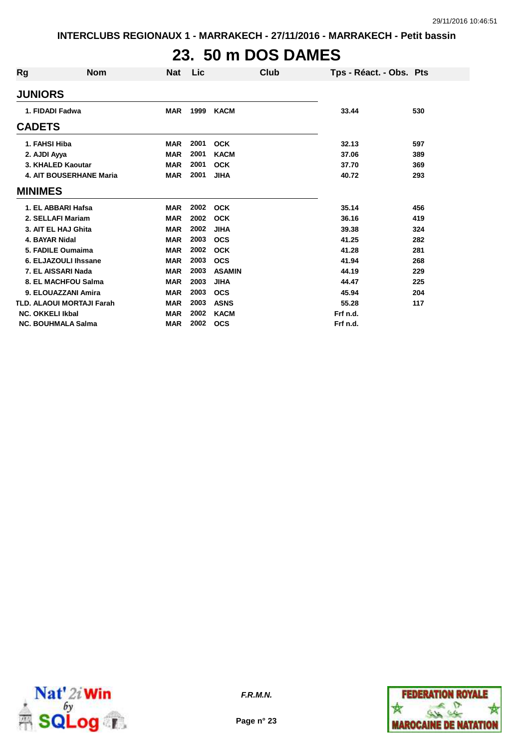INTERCLUBS REGIONAUX 1 - MARRAKECH - 27/11/2016 - MARRAKECH - Petit bassin

# 23. 50 m DOS DAMES

| Rg | Nom | Nat | Lic | Club | Tps - Réact. - Obs. | Pts |
|---|---|---|---|---|---|---|
| **JUNIORS** | | | | | | |
| 1. | FIDADI Fadwa | MAR | 1999 | KACM | 33.44 | 530 |
| **CADETS** | | | | | | |
| 1. | FAHSI Hiba | MAR | 2001 | OCK | 32.13 | 597 |
| 2. | AJDI Ayya | MAR | 2001 | KACM | 37.06 | 389 |
| 3. | KHALED Kaoutar | MAR | 2001 | OCK | 37.70 | 369 |
| 4. | AIT BOUSERHANE Maria | MAR | 2001 | JIHA | 40.72 | 293 |
| **MINIMES** | | | | | | |
| 1. | EL ABBARI Hafsa | MAR | 2002 | OCK | 35.14 | 456 |
| 2. | SELLAFI Mariam | MAR | 2002 | OCK | 36.16 | 419 |
| 3. | AIT EL HAJ Ghita | MAR | 2002 | JIHA | 39.38 | 324 |
| 4. | BAYAR Nidal | MAR | 2003 | OCS | 41.25 | 282 |
| 5. | FADILE Oumaima | MAR | 2002 | OCK | 41.28 | 281 |
| 6. | ELJAZOULI Ihssane | MAR | 2003 | OCS | 41.94 | 268 |
| 7. | EL AISSARI Nada | MAR | 2003 | ASAMIN | 44.19 | 229 |
| 8. | EL MACHFOU Salma | MAR | 2003 | JIHA | 44.47 | 225 |
| 9. | ELOUAZZANI Amira | MAR | 2003 | OCS | 45.94 | 204 |
| TLD. | ALAOUI MORTAJI Farah | MAR | 2003 | ASNS | 55.28 | 117 |
| NC. | OKKELI Ikbal | MAR | 2002 | KACM | Frf n.d. | |
| NC. | BOUHMALA Salma | MAR | 2002 | OCS | Frf n.d. | |

*F.R.M.N.*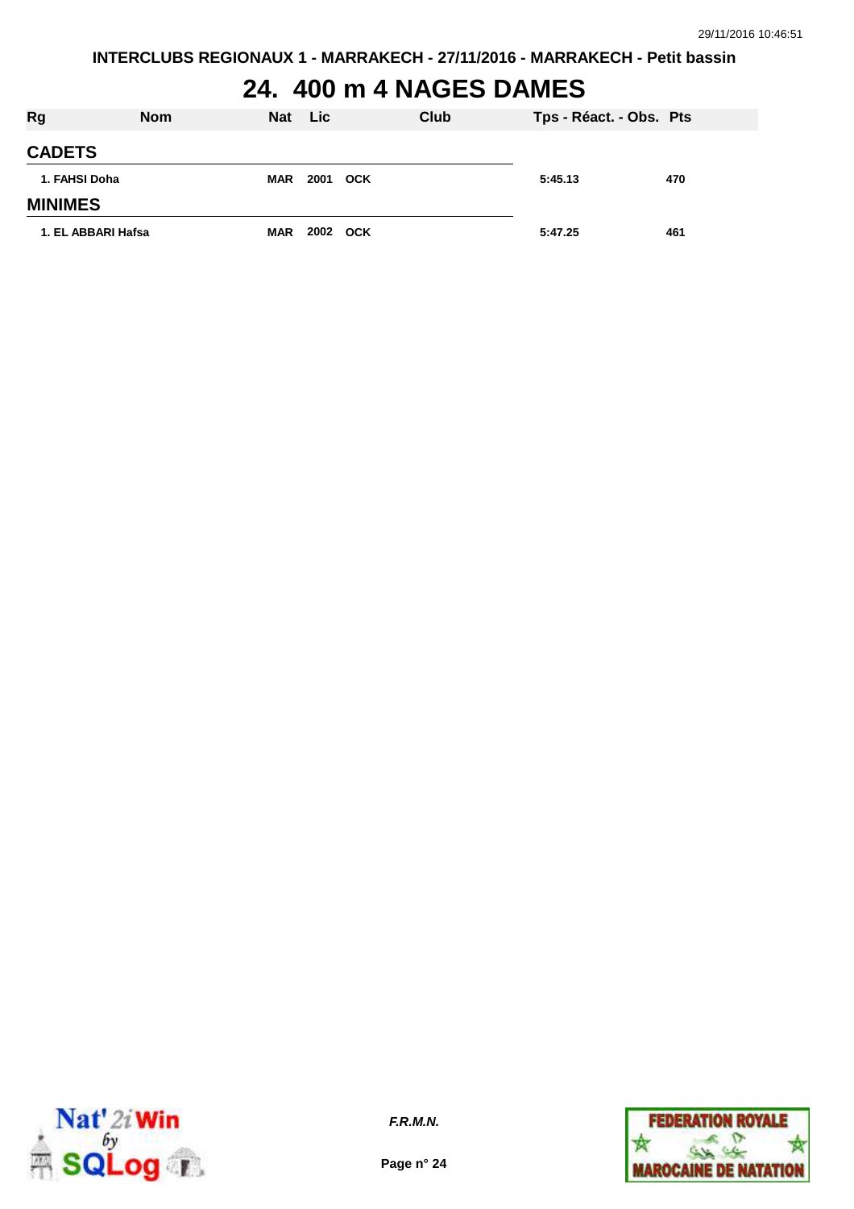# 24. 400 m 4 NAGES DAMES

| Rg | Nom | Nat | Lic | Club | Tps - Réact. - Obs. | Pts |
|---|---|---|---|---|---|---|
| **CADETS** | | | | | | |
| 1. | FAHSI Doha | MAR | 2001 | OCK | 5:45.13 | 470 |
| **MINIMES** | | | | | | |
| 1. | EL ABBARI Hafsa | MAR | 2002 | OCK | 5:47.25 | 461 |

*F.R.M.N.*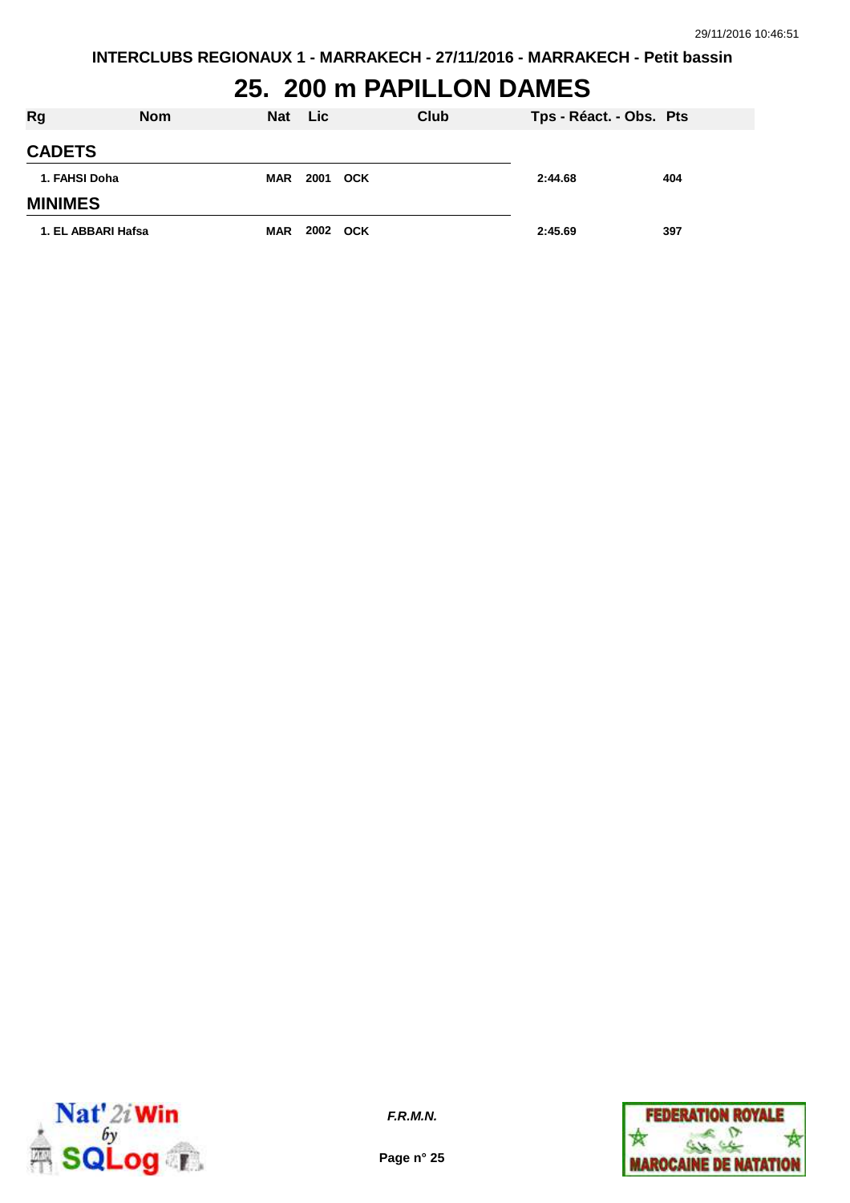# 25. 200 m PAPILLON DAMES

| Rg | Nom | Nat | Lic | Club | Tps - Réact. - Obs. | Pts |
|---|---|---|---|---|---|---|
| **CADETS** | | | | | | |
| 1. | FAHSI Doha | MAR | 2001 | OCK | 2:44.68 | 404 |
| **MINIMES** | | | | | | |
| 1. | EL ABBARI Hafsa | MAR | 2002 | OCK | 2:45.69 | 397 |

*F.R.M.N.*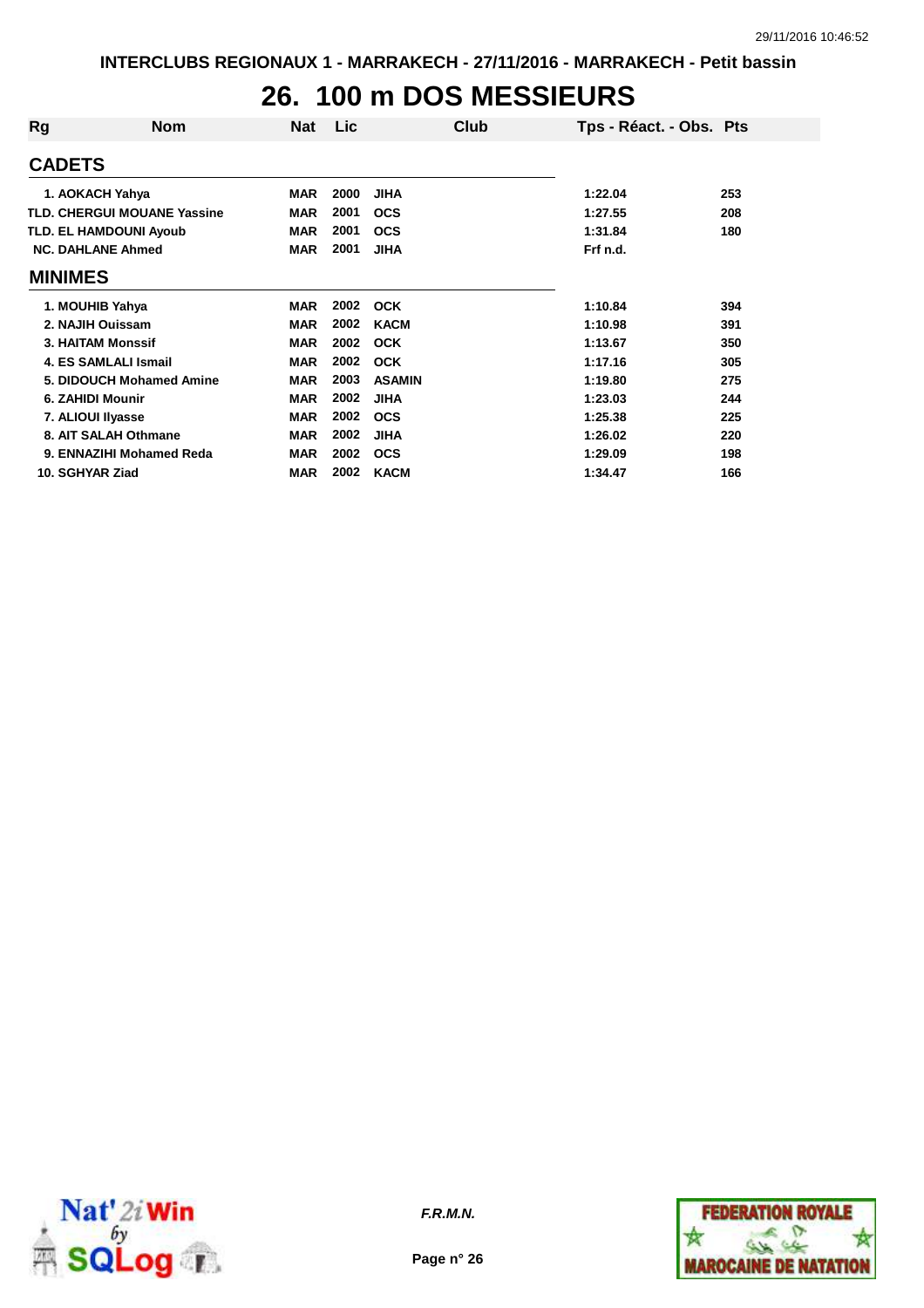INTERCLUBS REGIONAUX 1 - MARRAKECH - 27/11/2016 - MARRAKECH - Petit bassin

# 26. 100 m DOS MESSIEURS

| Rg | Nom | Nat | Lic | Club | Tps - Réact. - Obs. | Pts |
|---|---|---|---|---|---|---|
| **CADETS** | | | | | | |
| 1. | AOKACH Yahya | MAR | 2000 | JIHA | 1:22.04 | 253 |
| TLD. | CHERGUI MOUANE Yassine | MAR | 2001 | OCS | 1:27.55 | 208 |
| TLD. | EL HAMDOUNI Ayoub | MAR | 2001 | OCS | 1:31.84 | 180 |
| NC. | DAHLANE Ahmed | MAR | 2001 | JIHA | Frf n.d. | |
| **MINIMES** | | | | | | |
| 1. | MOUHIB Yahya | MAR | 2002 | OCK | 1:10.84 | 394 |
| 2. | NAJIH Ouissam | MAR | 2002 | KACM | 1:10.98 | 391 |
| 3. | HAITAM Monssif | MAR | 2002 | OCK | 1:13.67 | 350 |
| 4. | ES SAMLALI Ismail | MAR | 2002 | OCK | 1:17.16 | 305 |
| 5. | DIDOUCH Mohamed Amine | MAR | 2003 | ASAMIN | 1:19.80 | 275 |
| 6. | ZAHIDI Mounir | MAR | 2002 | JIHA | 1:23.03 | 244 |
| 7. | ALIOUI Ilyasse | MAR | 2002 | OCS | 1:25.38 | 225 |
| 8. | AIT SALAH Othmane | MAR | 2002 | JIHA | 1:26.02 | 220 |
| 9. | ENNAZIHI Mohamed Reda | MAR | 2002 | OCS | 1:29.09 | 198 |
| 10. | SGHYAR Ziad | MAR | 2002 | KACM | 1:34.47 | 166 |

*F.R.M.N.*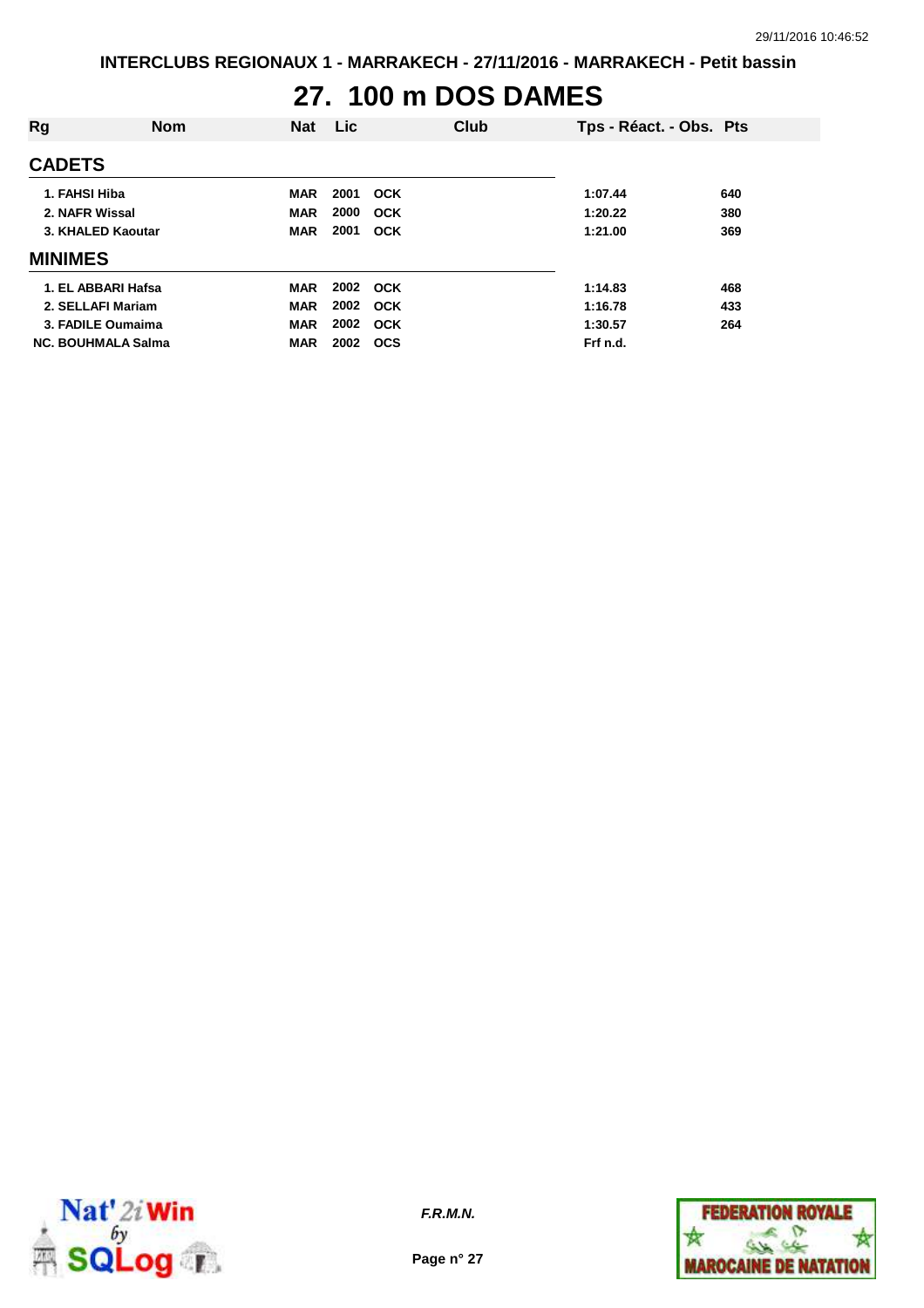INTERCLUBS REGIONAUX 1 - MARRAKECH - 27/11/2016 - MARRAKECH - Petit bassin

# 27. 100 m DOS DAMES

| Rg | Nom | Nat | Lic | Club | Tps - Réact. - Obs. | Pts |
|---|---|---|---|---|---|---|
| **CADETS** | | | | | | |
| 1. | FAHSI Hiba | MAR | 2001 | OCK | 1:07.44 | 640 |
| 2. | NAFR Wissal | MAR | 2000 | OCK | 1:20.22 | 380 |
| 3. | KHALED Kaoutar | MAR | 2001 | OCK | 1:21.00 | 369 |
| **MINIMES** | | | | | | |
| 1. | EL ABBARI Hafsa | MAR | 2002 | OCK | 1:14.83 | 468 |
| 2. | SELLAFI Mariam | MAR | 2002 | OCK | 1:16.78 | 433 |
| 3. | FADILE Oumaima | MAR | 2002 | OCK | 1:30.57 | 264 |
| NC. | BOUHMALA Salma | MAR | 2002 | OCS | Frf n.d. | |

*F.R.M.N.*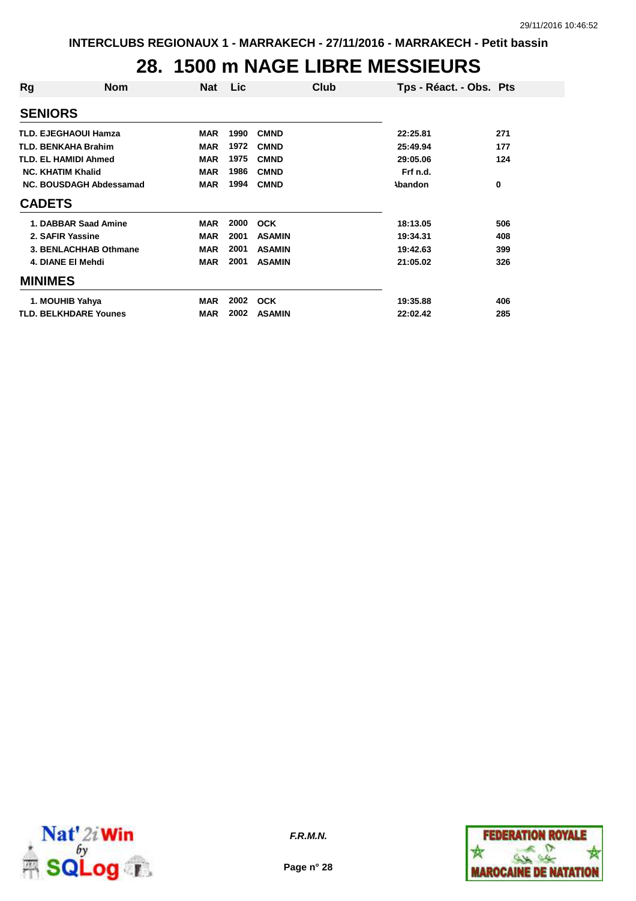INTERCLUBS REGIONAUX 1 - MARRAKECH - 27/11/2016 - MARRAKECH - Petit bassin

# 28. 1500 m NAGE LIBRE MESSIEURS

| Rg | Nom | Nat | Lic | Club | Tps - Réact. - Obs. | Pts |
|---|---|---|---|---|---|---|
| **SENIORS** | | | | | | |
| TLD. | EJEGHAOUI Hamza | MAR | 1990 | CMND | 22:25.81 | 271 |
| TLD. | BENKAHA Brahim | MAR | 1972 | CMND | 25:49.94 | 177 |
| TLD. | EL HAMIDI Ahmed | MAR | 1975 | CMND | 29:05.06 | 124 |
| NC. | KHATIM Khalid | MAR | 1986 | CMND | Frf n.d. | |
| NC. | BOUSDAGH Abdessamad | MAR | 1994 | CMND | Abandon | 0 |
| **CADETS** | | | | | | |
| 1. | DABBAR Saad Amine | MAR | 2000 | OCK | 18:13.05 | 506 |
| 2. | SAFIR Yassine | MAR | 2001 | ASAMIN | 19:34.31 | 408 |
| 3. | BENLACHHAB Othmane | MAR | 2001 | ASAMIN | 19:42.63 | 399 |
| 4. | DIANE El Mehdi | MAR | 2001 | ASAMIN | 21:05.02 | 326 |
| **MINIMES** | | | | | | |
| 1. | MOUHIB Yahya | MAR | 2002 | OCK | 19:35.88 | 406 |
| TLD. | BELKHDARE Younes | MAR | 2002 | ASAMIN | 22:02.42 | 285 |

*F.R.M.N.*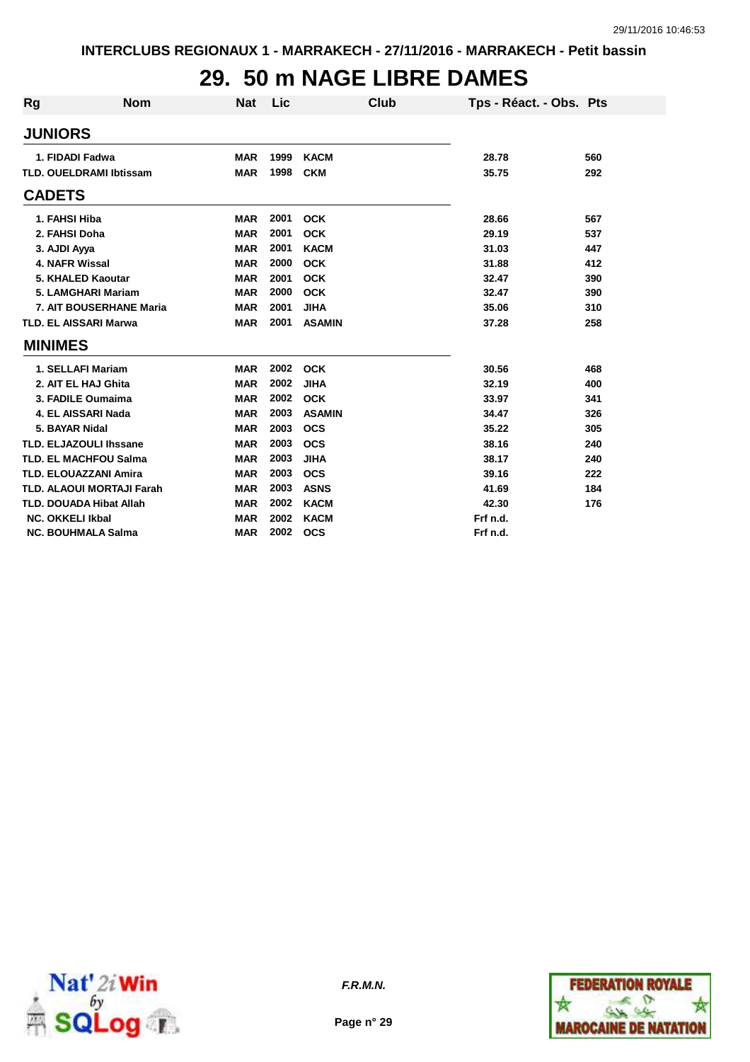INTERCLUBS REGIONAUX 1 - MARRAKECH - 27/11/2016 - MARRAKECH - Petit bassin

# 29. 50 m NAGE LIBRE DAMES

| Rg | Nom | Nat | Lic | Club | Tps - Réact. - Obs. | Pts |
|---|---|---|---|---|---|---|
| **JUNIORS** | | | | | | |
| 1. | FIDADI Fadwa | MAR | 1999 | KACM | 28.78 | 560 |
| TLD. | OUELDRAMI Ibtissam | MAR | 1998 | CKM | 35.75 | 292 |
| **CADETS** | | | | | | |
| 1. | FAHSI Hiba | MAR | 2001 | OCK | 28.66 | 567 |
| 2. | FAHSI Doha | MAR | 2001 | OCK | 29.19 | 537 |
| 3. | AJDI Ayya | MAR | 2001 | KACM | 31.03 | 447 |
| 4. | NAFR Wissal | MAR | 2000 | OCK | 31.88 | 412 |
| 5. | KHALED Kaoutar | MAR | 2001 | OCK | 32.47 | 390 |
| 5. | LAMGHARI Mariam | MAR | 2000 | OCK | 32.47 | 390 |
| 7. | AIT BOUSERHANE Maria | MAR | 2001 | JIHA | 35.06 | 310 |
| TLD. | EL AISSARI Marwa | MAR | 2001 | ASAMIN | 37.28 | 258 |
| **MINIMES** | | | | | | |
| 1. | SELLAFI Mariam | MAR | 2002 | OCK | 30.56 | 468 |
| 2. | AIT EL HAJ Ghita | MAR | 2002 | JIHA | 32.19 | 400 |
| 3. | FADILE Oumaima | MAR | 2002 | OCK | 33.97 | 341 |
| 4. | EL AISSARI Nada | MAR | 2003 | ASAMIN | 34.47 | 326 |
| 5. | BAYAR Nidal | MAR | 2003 | OCS | 35.22 | 305 |
| TLD. | ELJAZOULI Ihssane | MAR | 2003 | OCS | 38.16 | 240 |
| TLD. | EL MACHFOU Salma | MAR | 2003 | JIHA | 38.17 | 240 |
| TLD. | ELOUAZZANI Amira | MAR | 2003 | OCS | 39.16 | 222 |
| TLD. | ALAOUI MORTAJI Farah | MAR | 2003 | ASNS | 41.69 | 184 |
| TLD. | DOUADA Hibat Allah | MAR | 2002 | KACM | 42.30 | 176 |
| NC. | OKKELI Ikbal | MAR | 2002 | KACM | Frf n.d. | |
| NC. | BOUHMALA Salma | MAR | 2002 | OCS | Frf n.d. | |

*F.R.M.N.*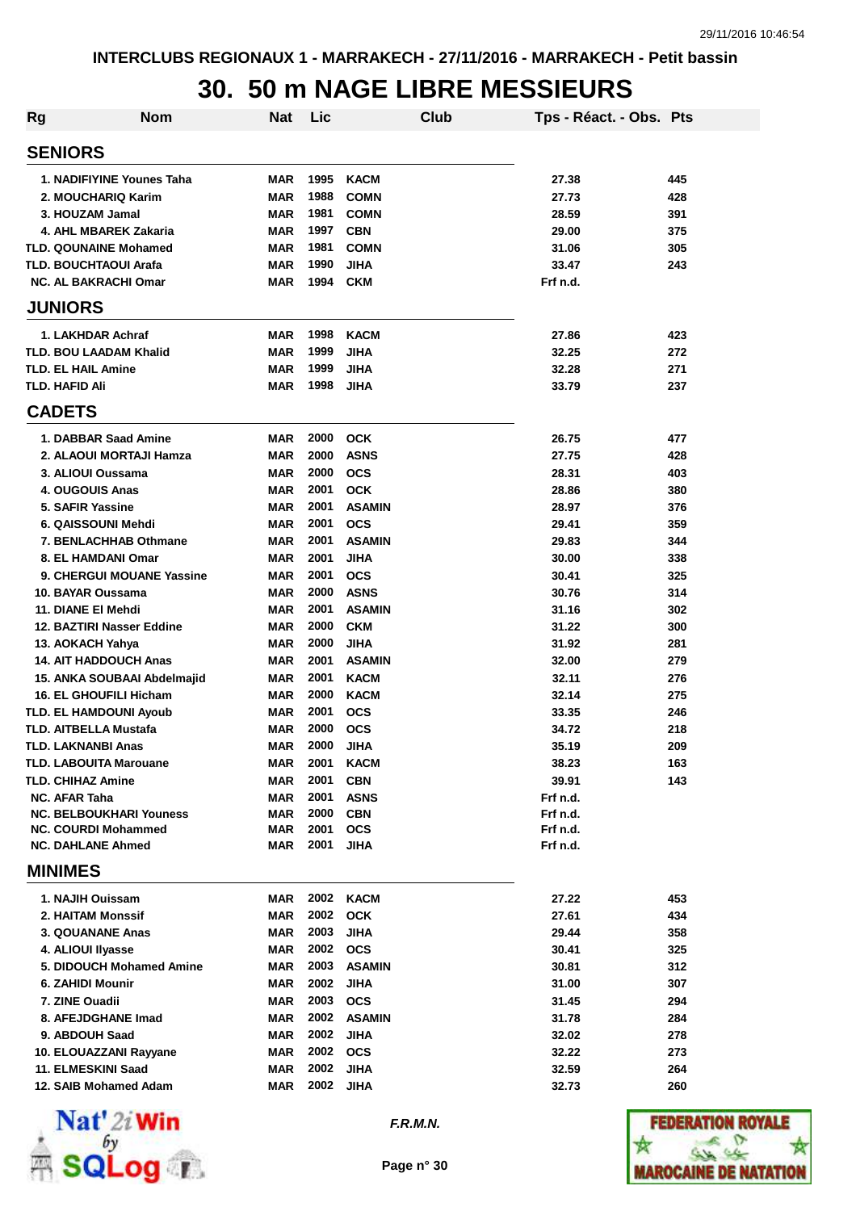INTERCLUBS REGIONAUX 1 - MARRAKECH - 27/11/2016 - MARRAKECH - Petit bassin

# 30. 50 m NAGE LIBRE MESSIEURS

| Rg | Nom | Nat | Lic | Club | Tps - Réact. - Obs. | Pts |
|---|---|---|---|---|---|---|
| **SENIORS** | | | | | | |
| 1. | NADIFIYINE Younes Taha | MAR | 1995 | KACM | 27.38 | 445 |
| 2. | MOUCHARIQ Karim | MAR | 1988 | COMN | 27.73 | 428 |
| 3. | HOUZAM Jamal | MAR | 1981 | COMN | 28.59 | 391 |
| 4. | AHL MBAREK Zakaria | MAR | 1997 | CBN | 29.00 | 375 |
| TLD. | QOUNAINE Mohamed | MAR | 1981 | COMN | 31.06 | 305 |
| TLD. | BOUCHTAOUI Arafa | MAR | 1990 | JIHA | 33.47 | 243 |
| NC. | AL BAKRACHI Omar | MAR | 1994 | CKM | Frf n.d. | |
| **JUNIORS** | | | | | | |
| 1. | LAKHDAR Achraf | MAR | 1998 | KACM | 27.86 | 423 |
| TLD. | BOU LAADAM Khalid | MAR | 1999 | JIHA | 32.25 | 272 |
| TLD. | EL HAIL Amine | MAR | 1999 | JIHA | 32.28 | 271 |
| TLD. | HAFID Ali | MAR | 1998 | JIHA | 33.79 | 237 |
| **CADETS** | | | | | | |
| 1. | DABBAR Saad Amine | MAR | 2000 | OCK | 26.75 | 477 |
| 2. | ALAOUI MORTAJI Hamza | MAR | 2000 | ASNS | 27.75 | 428 |
| 3. | ALIOUI Oussama | MAR | 2000 | OCS | 28.31 | 403 |
| 4. | OUGOUIS Anas | MAR | 2001 | OCK | 28.86 | 380 |
| 5. | SAFIR Yassine | MAR | 2001 | ASAMIN | 28.97 | 376 |
| 6. | QAISSOUNI Mehdi | MAR | 2001 | OCS | 29.41 | 359 |
| 7. | BENLACHHAB Othmane | MAR | 2001 | ASAMIN | 29.83 | 344 |
| 8. | EL HAMDANI Omar | MAR | 2001 | JIHA | 30.00 | 338 |
| 9. | CHERGUI MOUANE Yassine | MAR | 2001 | OCS | 30.41 | 325 |
| 10. | BAYAR Oussama | MAR | 2000 | ASNS | 30.76 | 314 |
| 11. | DIANE El Mehdi | MAR | 2001 | ASAMIN | 31.16 | 302 |
| 12. | BAZTIRI Nasser Eddine | MAR | 2000 | CKM | 31.22 | 300 |
| 13. | AOKACH Yahya | MAR | 2000 | JIHA | 31.92 | 281 |
| 14. | AIT HADDOUCH Anas | MAR | 2001 | ASAMIN | 32.00 | 279 |
| 15. | ANKA SOUBAAI Abdelmajid | MAR | 2001 | KACM | 32.11 | 276 |
| 16. | EL GHOUFILI Hicham | MAR | 2000 | KACM | 32.14 | 275 |
| TLD. | EL HAMDOUNI Ayoub | MAR | 2001 | OCS | 33.35 | 246 |
| TLD. | AITBELLA Mustafa | MAR | 2000 | OCS | 34.72 | 218 |
| TLD. | LAKNANBI Anas | MAR | 2000 | JIHA | 35.19 | 209 |
| TLD. | LABOUITA Marouane | MAR | 2001 | KACM | 38.23 | 163 |
| TLD. | CHIHAZ Amine | MAR | 2001 | CBN | 39.91 | 143 |
| NC. | AFAR Taha | MAR | 2001 | ASNS | Frf n.d. | |
| NC. | BELBOUKHARI Youness | MAR | 2000 | CBN | Frf n.d. | |
| NC. | COURDI Mohammed | MAR | 2001 | OCS | Frf n.d. | |
| NC. | DAHLANE Ahmed | MAR | 2001 | JIHA | Frf n.d. | |
| **MINIMES** | | | | | | |
| 1. | NAJIH Ouissam | MAR | 2002 | KACM | 27.22 | 453 |
| 2. | HAITAM Monssif | MAR | 2002 | OCK | 27.61 | 434 |
| 3. | QOUANANE Anas | MAR | 2003 | JIHA | 29.44 | 358 |
| 4. | ALIOUI Ilyasse | MAR | 2002 | OCS | 30.41 | 325 |
| 5. | DIDOUCH Mohamed Amine | MAR | 2003 | ASAMIN | 30.81 | 312 |
| 6. | ZAHIDI Mounir | MAR | 2002 | JIHA | 31.00 | 307 |
| 7. | ZINE Ouadii | MAR | 2003 | OCS | 31.45 | 294 |
| 8. | AFEJDGHANE Imad | MAR | 2002 | ASAMIN | 31.78 | 284 |
| 9. | ABDOUH Saad | MAR | 2002 | JIHA | 32.02 | 278 |
| 10. | ELOUAZZANI Rayyane | MAR | 2002 | OCS | 32.22 | 273 |
| 11. | ELMESKINI Saad | MAR | 2002 | JIHA | 32.59 | 264 |
| 12. | SAIB Mohamed Adam | MAR | 2002 | JIHA | 32.73 | 260 |

*F.R.M.N.*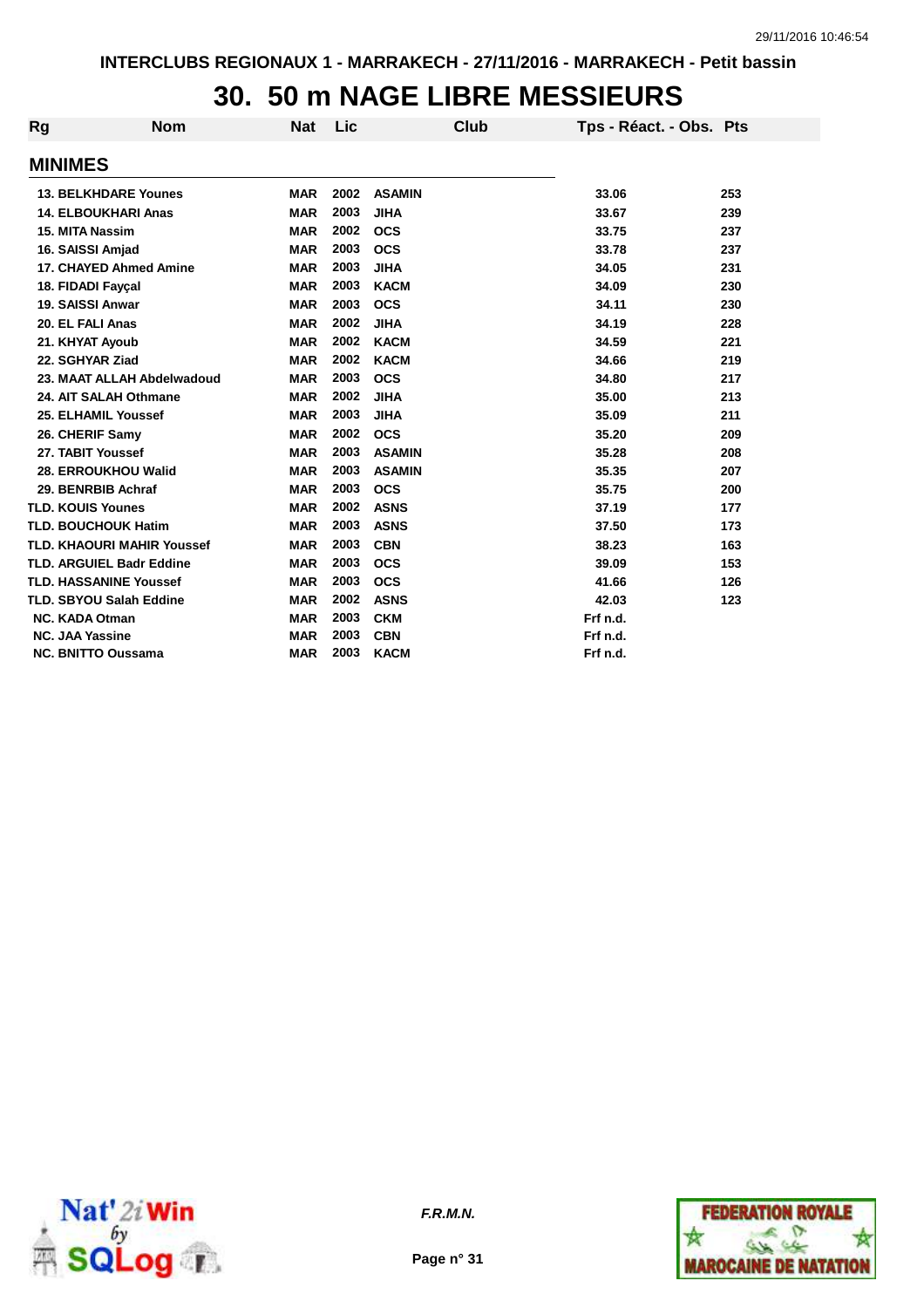# 30. 50 m NAGE LIBRE MESSIEURS

## MINIMES

| Rg | Nom | Nat | Lic | Club | Tps - Réact. - Obs. | Pts |
|---|---|---|---|---|---|---|
| 13. | BELKHDARE Younes | MAR | 2002 | ASAMIN | 33.06 | 253 |
| 14. | ELBOUKHARI Anas | MAR | 2003 | JIHA | 33.67 | 239 |
| 15. | MITA Nassim | MAR | 2002 | OCS | 33.75 | 237 |
| 16. | SAISSI Amjad | MAR | 2003 | OCS | 33.78 | 237 |
| 17. | CHAYED Ahmed Amine | MAR | 2003 | JIHA | 34.05 | 231 |
| 18. | FIDADI Fayçal | MAR | 2003 | KACM | 34.09 | 230 |
| 19. | SAISSI Anwar | MAR | 2003 | OCS | 34.11 | 230 |
| 20. | EL FALI Anas | MAR | 2002 | JIHA | 34.19 | 228 |
| 21. | KHYAT Ayoub | MAR | 2002 | KACM | 34.59 | 221 |
| 22. | SGHYAR Ziad | MAR | 2002 | KACM | 34.66 | 219 |
| 23. | MAAT ALLAH Abdelwadoud | MAR | 2003 | OCS | 34.80 | 217 |
| 24. | AIT SALAH Othmane | MAR | 2002 | JIHA | 35.00 | 213 |
| 25. | ELHAMIL Youssef | MAR | 2003 | JIHA | 35.09 | 211 |
| 26. | CHERIF Samy | MAR | 2002 | OCS | 35.20 | 209 |
| 27. | TABIT Youssef | MAR | 2003 | ASAMIN | 35.28 | 208 |
| 28. | ERROUKHOU Walid | MAR | 2003 | ASAMIN | 35.35 | 207 |
| 29. | BENRBIB Achraf | MAR | 2003 | OCS | 35.75 | 200 |
| TLD. | KOUIS Younes | MAR | 2002 | ASNS | 37.19 | 177 |
| TLD. | BOUCHOUK Hatim | MAR | 2003 | ASNS | 37.50 | 173 |
| TLD. | KHAOURI MAHIR Youssef | MAR | 2003 | CBN | 38.23 | 163 |
| TLD. | ARGUIEL Badr Eddine | MAR | 2003 | OCS | 39.09 | 153 |
| TLD. | HASSANINE Youssef | MAR | 2003 | OCS | 41.66 | 126 |
| TLD. | SBYOU Salah Eddine | MAR | 2002 | ASNS | 42.03 | 123 |
| NC. | KADA Otman | MAR | 2003 | CKM | Frf n.d. | |
| NC. | JAA Yassine | MAR | 2003 | CBN | Frf n.d. | |
| NC. | BNITTO Oussama | MAR | 2003 | KACM | Frf n.d. | |

*F.R.M.N.*